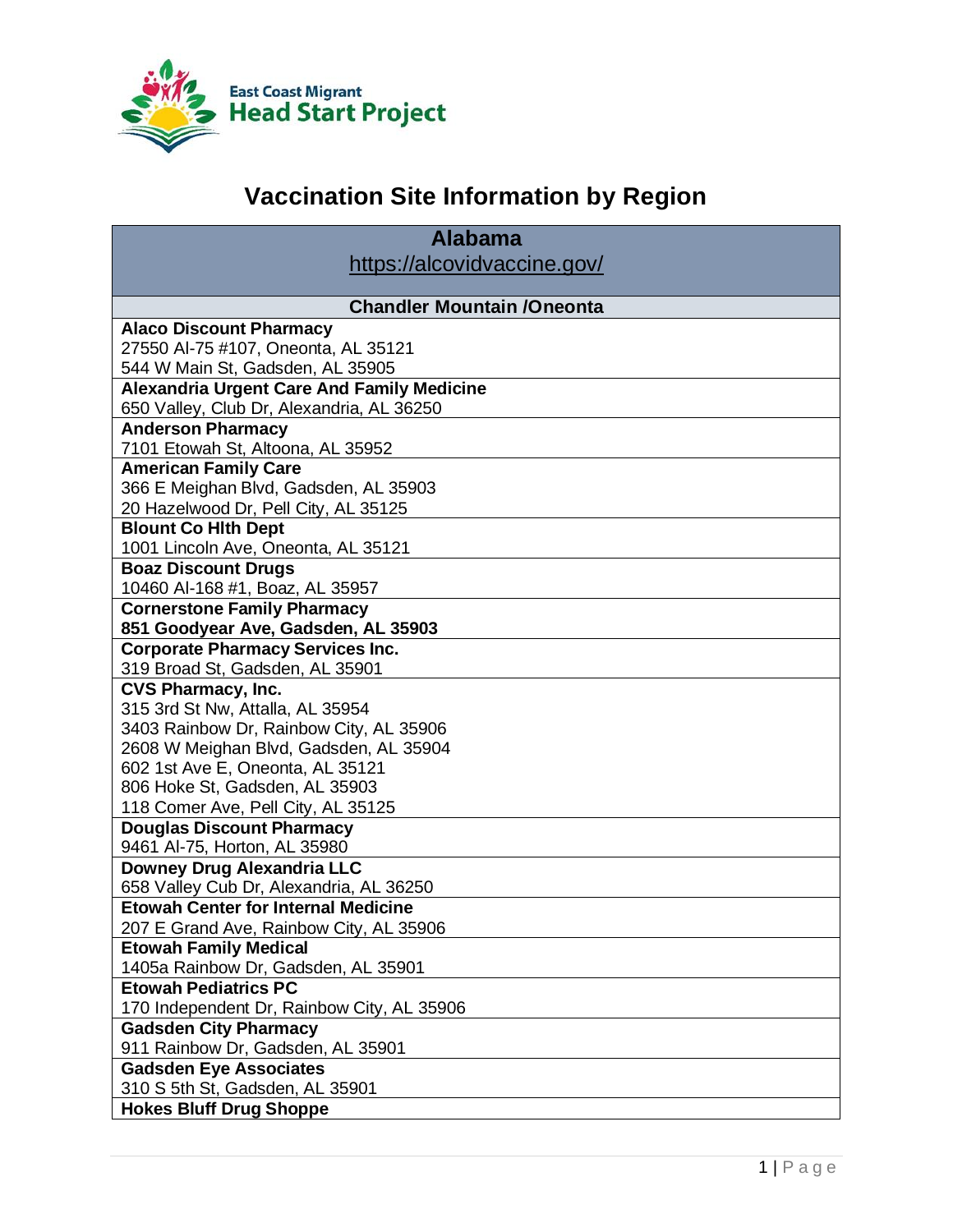East Coast Migrant Head Start Project

# Vaccination Site Information by Region

## Alabama

https://alcovidvaccine.gov/

### Chandler Mountain /Oneonta

**Alaco Discount Pharmacy**
27550 Al-75 #107, Oneonta, AL 35121
544 W Main St, Gadsden, AL 35905

**Alexandria Urgent Care And Family Medicine**
650 Valley, Club Dr, Alexandria, AL 36250

**Anderson Pharmacy**
7101 Etowah St, Altoona, AL 35952

**American Family Care**
366 E Meighan Blvd, Gadsden, AL 35903
20 Hazelwood Dr, Pell City, AL 35125

**Blount Co Hlth Dept**
1001 Lincoln Ave, Oneonta, AL 35121

**Boaz Discount Drugs**
10460 Al-168 #1, Boaz, AL 35957

**Cornerstone Family Pharmacy**
**851 Goodyear Ave, Gadsden, AL 35903**

**Corporate Pharmacy Services Inc.**
319 Broad St, Gadsden, AL 35901

**CVS Pharmacy, Inc.**
315 3rd St Nw, Attalla, AL 35954
3403 Rainbow Dr, Rainbow City, AL 35906
2608 W Meighan Blvd, Gadsden, AL 35904
602 1st Ave E, Oneonta, AL 35121
806 Hoke St, Gadsden, AL 35903
118 Comer Ave, Pell City, AL 35125

**Douglas Discount Pharmacy**
9461 Al-75, Horton, AL 35980

**Downey Drug Alexandria LLC**
658 Valley Cub Dr, Alexandria, AL 36250

**Etowah Center for Internal Medicine**
207 E Grand Ave, Rainbow City, AL 35906

**Etowah Family Medical**
1405a Rainbow Dr, Gadsden, AL 35901

**Etowah Pediatrics PC**
170 Independent Dr, Rainbow City, AL 35906

**Gadsden City Pharmacy**
911 Rainbow Dr, Gadsden, AL 35901

**Gadsden Eye Associates**
310 S 5th St, Gadsden, AL 35901

**Hokes Bluff Drug Shoppe**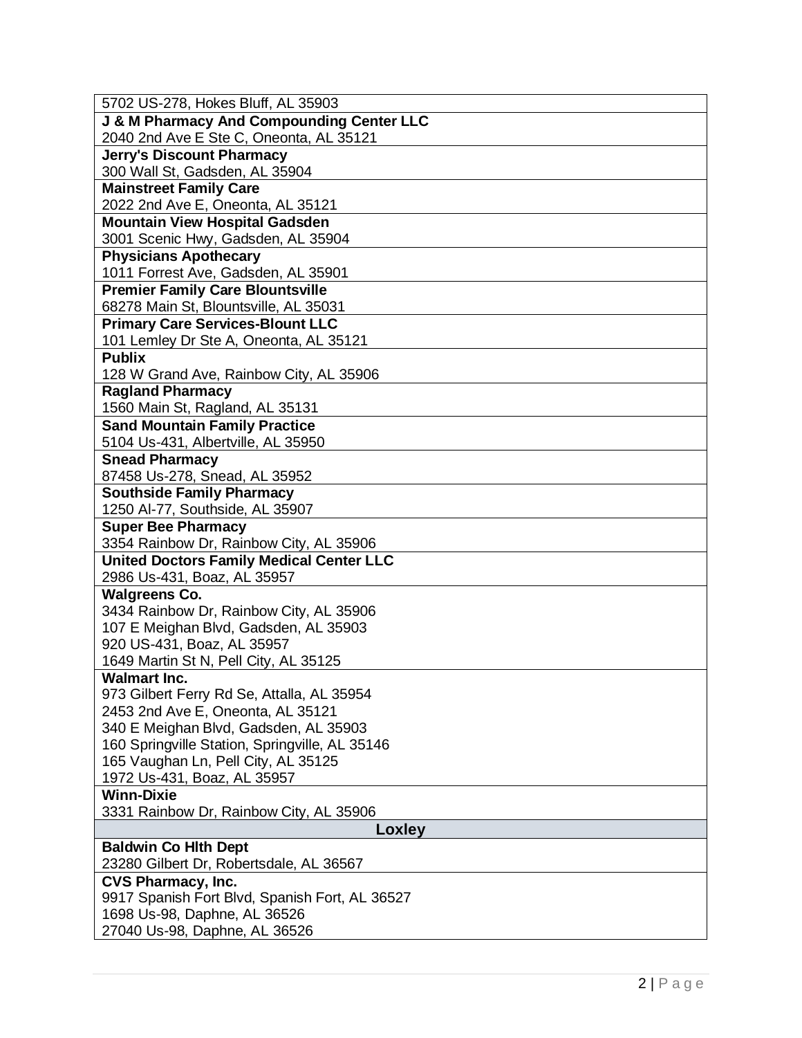| |
|---|
| 5702 US-278, Hokes Bluff, AL 35903 |
| **J & M Pharmacy And Compounding Center LLC**<br>2040 2nd Ave E Ste C, Oneonta, AL 35121 |
| **Jerry's Discount Pharmacy**<br>300 Wall St, Gadsden, AL 35904 |
| **Mainstreet Family Care**<br>2022 2nd Ave E, Oneonta, AL 35121 |
| **Mountain View Hospital Gadsden**<br>3001 Scenic Hwy, Gadsden, AL 35904 |
| **Physicians Apothecary**<br>1011 Forrest Ave, Gadsden, AL 35901 |
| **Premier Family Care Blountsville**<br>68278 Main St, Blountsville, AL 35031 |
| **Primary Care Services-Blount LLC**<br>101 Lemley Dr Ste A, Oneonta, AL 35121 |
| **Publix**<br>128 W Grand Ave, Rainbow City, AL 35906 |
| **Ragland Pharmacy**<br>1560 Main St, Ragland, AL 35131 |
| **Sand Mountain Family Practice**<br>5104 Us-431, Albertville, AL 35950 |
| **Snead Pharmacy**<br>87458 Us-278, Snead, AL 35952 |
| **Southside Family Pharmacy**<br>1250 Al-77, Southside, AL 35907 |
| **Super Bee Pharmacy**<br>3354 Rainbow Dr, Rainbow City, AL 35906 |
| **United Doctors Family Medical Center LLC**<br>2986 Us-431, Boaz, AL 35957 |
| **Walgreens Co.**<br>3434 Rainbow Dr, Rainbow City, AL 35906<br>107 E Meighan Blvd, Gadsden, AL 35903<br>920 US-431, Boaz, AL 35957<br>1649 Martin St N, Pell City, AL 35125 |
| **Walmart Inc.**<br>973 Gilbert Ferry Rd Se, Attalla, AL 35954<br>2453 2nd Ave E, Oneonta, AL 35121<br>340 E Meighan Blvd, Gadsden, AL 35903<br>160 Springville Station, Springville, AL 35146<br>165 Vaughan Ln, Pell City, AL 35125<br>1972 Us-431, Boaz, AL 35957 |
| **Winn-Dixie**<br>3331 Rainbow Dr, Rainbow City, AL 35906 |
| **Loxley** |
| **Baldwin Co Hlth Dept**<br>23280 Gilbert Dr, Robertsdale, AL 36567 |
| **CVS Pharmacy, Inc.**<br>9917 Spanish Fort Blvd, Spanish Fort, AL 36527<br>1698 Us-98, Daphne, AL 36526<br>27040 Us-98, Daphne, AL 36526 |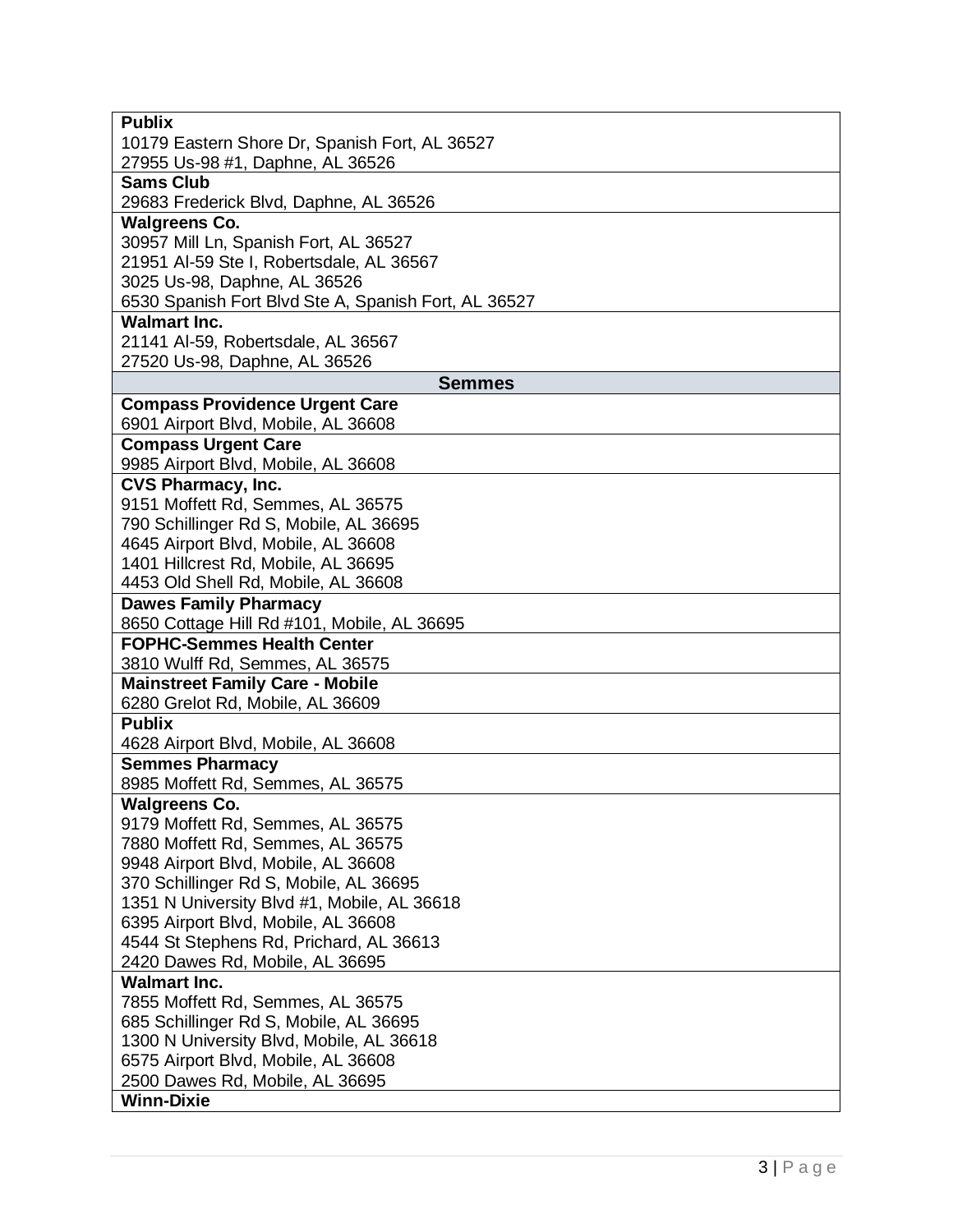| **Publix**<br>10179 Eastern Shore Dr, Spanish Fort, AL 36527<br>27955 Us-98 #1, Daphne, AL 36526 |
|---|
| **Sams Club**<br>29683 Frederick Blvd, Daphne, AL 36526 |
| **Walgreens Co.**<br>30957 Mill Ln, Spanish Fort, AL 36527<br>21951 Al-59 Ste I, Robertsdale, AL 36567<br>3025 Us-98, Daphne, AL 36526<br>6530 Spanish Fort Blvd Ste A, Spanish Fort, AL 36527 |
| **Walmart Inc.**<br>21141 Al-59, Robertsdale, AL 36567<br>27520 Us-98, Daphne, AL 36526 |
| **Semmes** |
| **Compass Providence Urgent Care**<br>6901 Airport Blvd, Mobile, AL 36608 |
| **Compass Urgent Care**<br>9985 Airport Blvd, Mobile, AL 36608 |
| **CVS Pharmacy, Inc.**<br>9151 Moffett Rd, Semmes, AL 36575<br>790 Schillinger Rd S, Mobile, AL 36695<br>4645 Airport Blvd, Mobile, AL 36608<br>1401 Hillcrest Rd, Mobile, AL 36695<br>4453 Old Shell Rd, Mobile, AL 36608 |
| **Dawes Family Pharmacy**<br>8650 Cottage Hill Rd #101, Mobile, AL 36695 |
| **FOPHC-Semmes Health Center**<br>3810 Wulff Rd, Semmes, AL 36575 |
| **Mainstreet Family Care - Mobile**<br>6280 Grelot Rd, Mobile, AL 36609 |
| **Publix**<br>4628 Airport Blvd, Mobile, AL 36608 |
| **Semmes Pharmacy**<br>8985 Moffett Rd, Semmes, AL 36575 |
| **Walgreens Co.**<br>9179 Moffett Rd, Semmes, AL 36575<br>7880 Moffett Rd, Semmes, AL 36575<br>9948 Airport Blvd, Mobile, AL 36608<br>370 Schillinger Rd S, Mobile, AL 36695<br>1351 N University Blvd #1, Mobile, AL 36618<br>6395 Airport Blvd, Mobile, AL 36608<br>4544 St Stephens Rd, Prichard, AL 36613<br>2420 Dawes Rd, Mobile, AL 36695 |
| **Walmart Inc.**<br>7855 Moffett Rd, Semmes, AL 36575<br>685 Schillinger Rd S, Mobile, AL 36695<br>1300 N University Blvd, Mobile, AL 36618<br>6575 Airport Blvd, Mobile, AL 36608<br>2500 Dawes Rd, Mobile, AL 36695 |
| **Winn-Dixie** |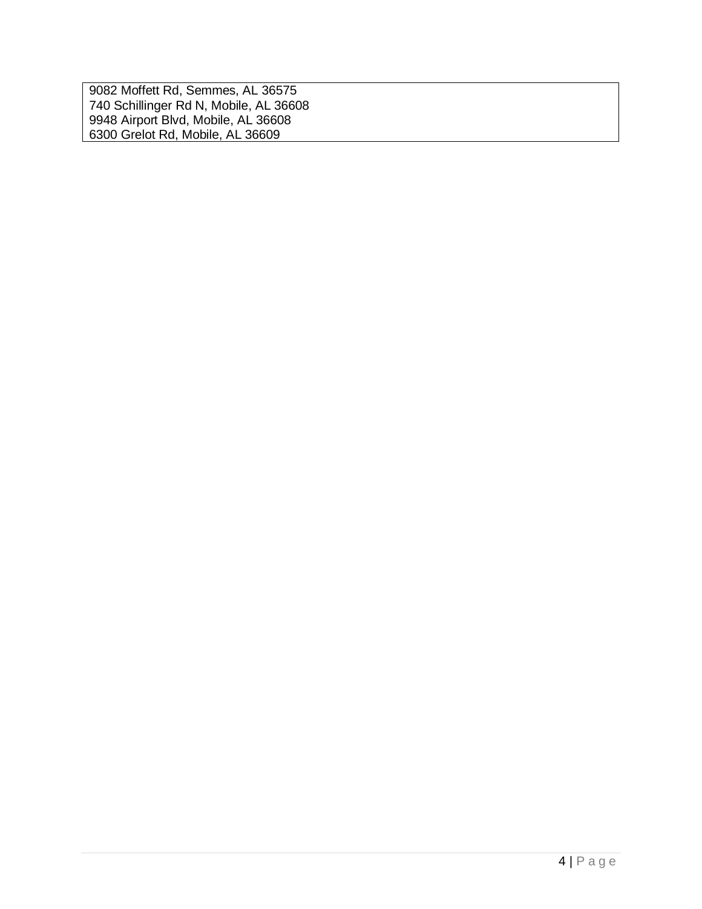| 9082 Moffett Rd, Semmes, AL 36575<br>740 Schillinger Rd N, Mobile, AL 36608<br>9948 Airport Blvd, Mobile, AL 36608<br>6300 Grelot Rd, Mobile, AL 36609 |
|---|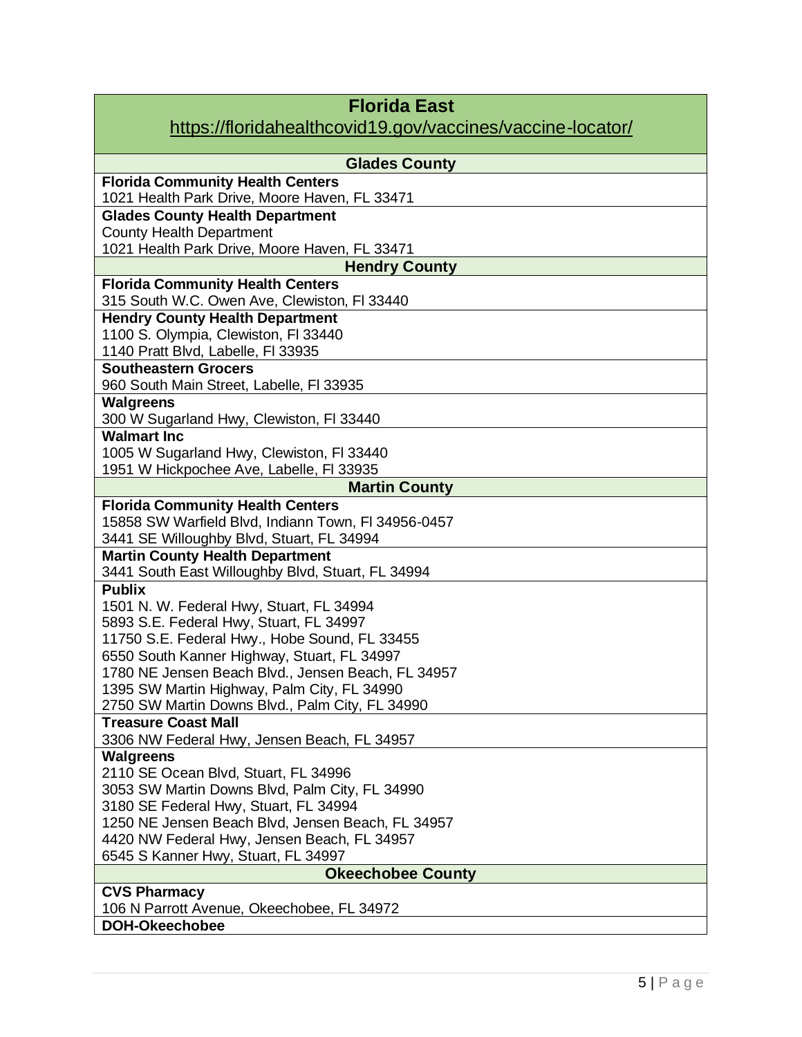| **Florida East** |
|---|
| https://floridahealthcovid19.gov/vaccines/vaccine-locator/ |
| **Glades County** |
| **Florida Community Health Centers**<br>1021 Health Park Drive, Moore Haven, FL 33471 |
| **Glades County Health Department**<br>County Health Department<br>1021 Health Park Drive, Moore Haven, FL 33471 |
| **Hendry County** |
| **Florida Community Health Centers**<br>315 South W.C. Owen Ave, Clewiston, Fl 33440 |
| **Hendry County Health Department**<br>1100 S. Olympia, Clewiston, Fl 33440<br>1140 Pratt Blvd, Labelle, Fl 33935 |
| **Southeastern Grocers**<br>960 South Main Street, Labelle, Fl 33935 |
| **Walgreens**<br>300 W Sugarland Hwy, Clewiston, Fl 33440 |
| **Walmart Inc**<br>1005 W Sugarland Hwy, Clewiston, Fl 33440<br>1951 W Hickpochee Ave, Labelle, Fl 33935 |
| **Martin County** |
| **Florida Community Health Centers**<br>15858 SW Warfield Blvd, Indiann Town, Fl 34956-0457<br>3441 SE Willoughby Blvd, Stuart, FL 34994 |
| **Martin County Health Department**<br>3441 South East Willoughby Blvd, Stuart, FL 34994 |
| **Publix**<br>1501 N. W. Federal Hwy, Stuart, FL 34994<br>5893 S.E. Federal Hwy, Stuart, FL 34997<br>11750 S.E. Federal Hwy., Hobe Sound, FL 33455<br>6550 South Kanner Highway, Stuart, FL 34997<br>1780 NE Jensen Beach Blvd., Jensen Beach, FL 34957<br>1395 SW Martin Highway, Palm City, FL 34990<br>2750 SW Martin Downs Blvd., Palm City, FL 34990 |
| **Treasure Coast Mall**<br>3306 NW Federal Hwy, Jensen Beach, FL 34957 |
| **Walgreens**<br>2110 SE Ocean Blvd, Stuart, FL 34996<br>3053 SW Martin Downs Blvd, Palm City, FL 34990<br>3180 SE Federal Hwy, Stuart, FL 34994<br>1250 NE Jensen Beach Blvd, Jensen Beach, FL 34957<br>4420 NW Federal Hwy, Jensen Beach, FL 34957<br>6545 S Kanner Hwy, Stuart, FL 34997 |
| **Okeechobee County** |
| **CVS Pharmacy**<br>106 N Parrott Avenue, Okeechobee, FL 34972 |
| **DOH-Okeechobee** |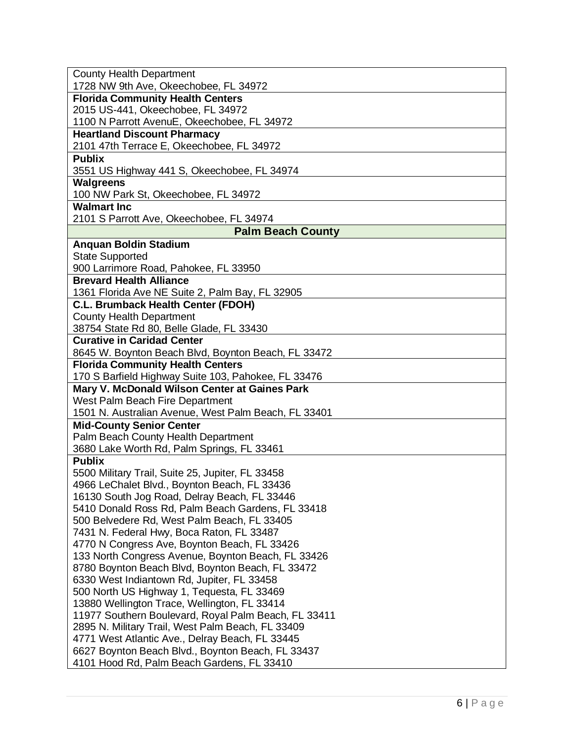| |
|---|
| County Health Department<br>1728 NW 9th Ave, Okeechobee, FL 34972 |
| **Florida Community Health Centers**<br>2015 US-441, Okeechobee, FL 34972<br>1100 N Parrott AvenuE, Okeechobee, FL 34972 |
| **Heartland Discount Pharmacy**<br>2101 47th Terrace E, Okeechobee, FL 34972 |
| **Publix**<br>3551 US Highway 441 S, Okeechobee, FL 34974 |
| **Walgreens**<br>100 NW Park St, Okeechobee, FL 34972 |
| **Walmart Inc**<br>2101 S Parrott Ave, Okeechobee, FL 34974 |
| **Palm Beach County** |
| **Anquan Boldin Stadium**<br>State Supported<br>900 Larrimore Road, Pahokee, FL 33950 |
| **Brevard Health Alliance**<br>1361 Florida Ave NE Suite 2, Palm Bay, FL 32905 |
| **C.L. Brumback Health Center (FDOH)**<br>County Health Department<br>38754 State Rd 80, Belle Glade, FL 33430 |
| **Curative in Caridad Center**<br>8645 W. Boynton Beach Blvd, Boynton Beach, FL 33472 |
| **Florida Community Health Centers**<br>170 S Barfield Highway Suite 103, Pahokee, FL 33476 |
| **Mary V. McDonald Wilson Center at Gaines Park**<br>West Palm Beach Fire Department<br>1501 N. Australian Avenue, West Palm Beach, FL 33401 |
| **Mid-County Senior Center**<br>Palm Beach County Health Department<br>3680 Lake Worth Rd, Palm Springs, FL 33461 |
| **Publix**<br>5500 Military Trail, Suite 25, Jupiter, FL 33458<br>4966 LeChalet Blvd., Boynton Beach, FL 33436<br>16130 South Jog Road, Delray Beach, FL 33446<br>5410 Donald Ross Rd, Palm Beach Gardens, FL 33418<br>500 Belvedere Rd, West Palm Beach, FL 33405<br>7431 N. Federal Hwy, Boca Raton, FL 33487<br>4770 N Congress Ave, Boynton Beach, FL 33426<br>133 North Congress Avenue, Boynton Beach, FL 33426<br>8780 Boynton Beach Blvd, Boynton Beach, FL 33472<br>6330 West Indiantown Rd, Jupiter, FL 33458<br>500 North US Highway 1, Tequesta, FL 33469<br>13880 Wellington Trace, Wellington, FL 33414<br>11977 Southern Boulevard, Royal Palm Beach, FL 33411<br>2895 N. Military Trail, West Palm Beach, FL 33409<br>4771 West Atlantic Ave., Delray Beach, FL 33445<br>6627 Boynton Beach Blvd., Boynton Beach, FL 33437<br>4101 Hood Rd, Palm Beach Gardens, FL 33410 |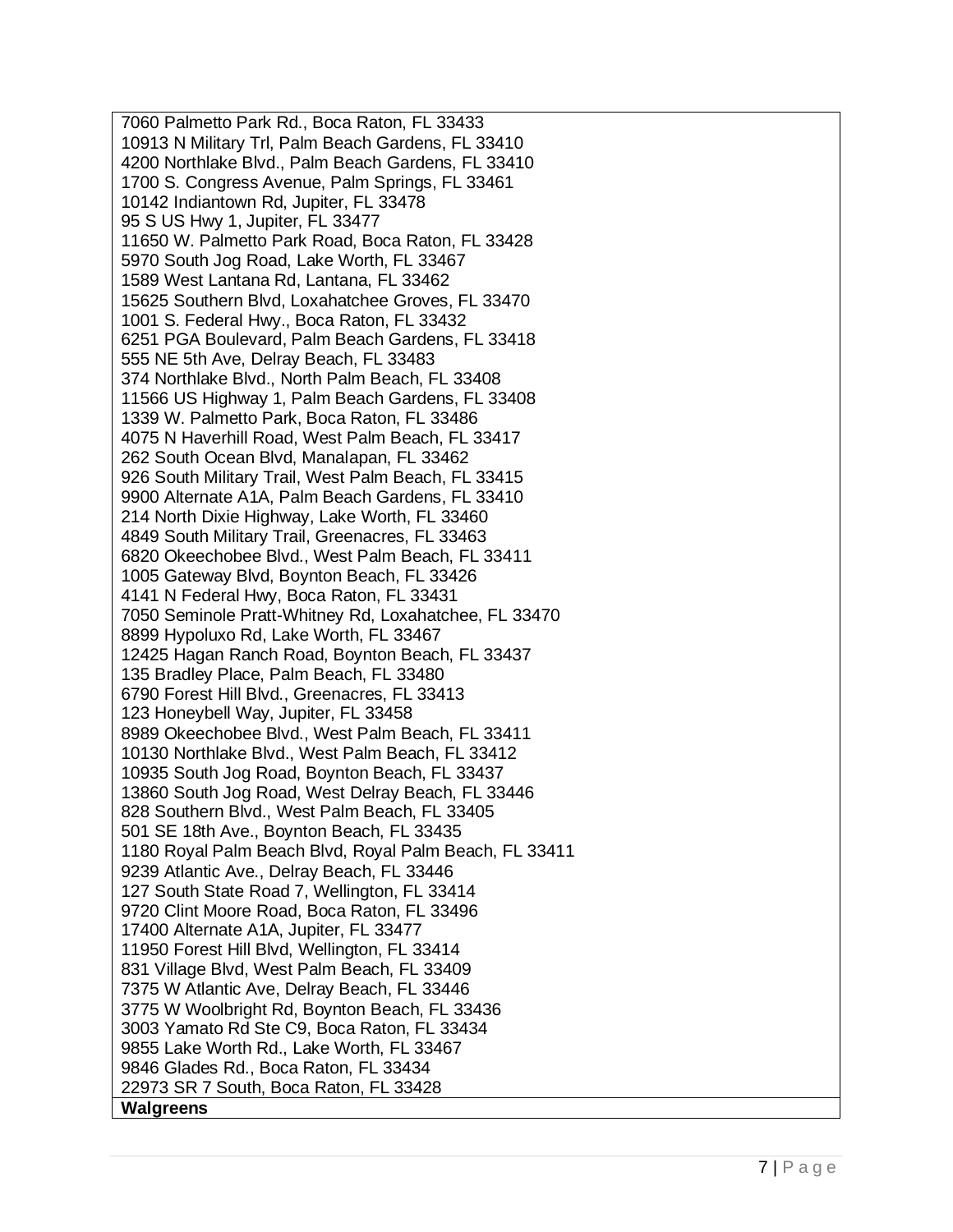| |
|---|
| 7060 Palmetto Park Rd., Boca Raton, FL 33433<br>10913 N Military Trl, Palm Beach Gardens, FL 33410<br>4200 Northlake Blvd., Palm Beach Gardens, FL 33410<br>1700 S. Congress Avenue, Palm Springs, FL 33461<br>10142 Indiantown Rd, Jupiter, FL 33478<br>95 S US Hwy 1, Jupiter, FL 33477<br>11650 W. Palmetto Park Road, Boca Raton, FL 33428<br>5970 South Jog Road, Lake Worth, FL 33467<br>1589 West Lantana Rd, Lantana, FL 33462<br>15625 Southern Blvd, Loxahatchee Groves, FL 33470<br>1001 S. Federal Hwy., Boca Raton, FL 33432<br>6251 PGA Boulevard, Palm Beach Gardens, FL 33418<br>555 NE 5th Ave, Delray Beach, FL 33483<br>374 Northlake Blvd., North Palm Beach, FL 33408<br>11566 US Highway 1, Palm Beach Gardens, FL 33408<br>1339 W. Palmetto Park, Boca Raton, FL 33486<br>4075 N Haverhill Road, West Palm Beach, FL 33417<br>262 South Ocean Blvd, Manalapan, FL 33462<br>926 South Military Trail, West Palm Beach, FL 33415<br>9900 Alternate A1A, Palm Beach Gardens, FL 33410<br>214 North Dixie Highway, Lake Worth, FL 33460<br>4849 South Military Trail, Greenacres, FL 33463<br>6820 Okeechobee Blvd., West Palm Beach, FL 33411<br>1005 Gateway Blvd, Boynton Beach, FL 33426<br>4141 N Federal Hwy, Boca Raton, FL 33431<br>7050 Seminole Pratt-Whitney Rd, Loxahatchee, FL 33470<br>8899 Hypoluxo Rd, Lake Worth, FL 33467<br>12425 Hagan Ranch Road, Boynton Beach, FL 33437<br>135 Bradley Place, Palm Beach, FL 33480<br>6790 Forest Hill Blvd., Greenacres, FL 33413<br>123 Honeybell Way, Jupiter, FL 33458<br>8989 Okeechobee Blvd., West Palm Beach, FL 33411<br>10130 Northlake Blvd., West Palm Beach, FL 33412<br>10935 South Jog Road, Boynton Beach, FL 33437<br>13860 South Jog Road, West Delray Beach, FL 33446<br>828 Southern Blvd., West Palm Beach, FL 33405<br>501 SE 18th Ave., Boynton Beach, FL 33435<br>1180 Royal Palm Beach Blvd, Royal Palm Beach, FL 33411<br>9239 Atlantic Ave., Delray Beach, FL 33446<br>127 South State Road 7, Wellington, FL 33414<br>9720 Clint Moore Road, Boca Raton, FL 33496<br>17400 Alternate A1A, Jupiter, FL 33477<br>11950 Forest Hill Blvd, Wellington, FL 33414<br>831 Village Blvd, West Palm Beach, FL 33409<br>7375 W Atlantic Ave, Delray Beach, FL 33446<br>3775 W Woolbright Rd, Boynton Beach, FL 33436<br>3003 Yamato Rd Ste C9, Boca Raton, FL 33434<br>9855 Lake Worth Rd., Lake Worth, FL 33467<br>9846 Glades Rd., Boca Raton, FL 33434<br>22973 SR 7 South, Boca Raton, FL 33428 |
| **Walgreens** |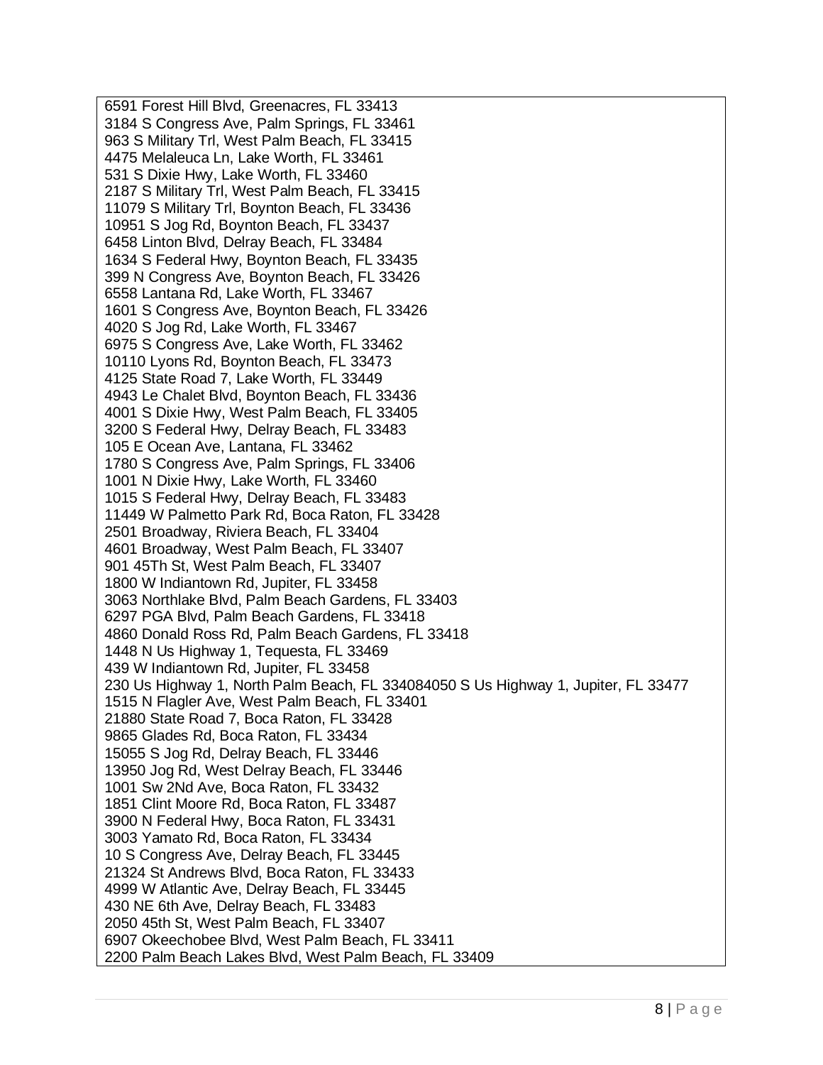6591 Forest Hill Blvd, Greenacres, FL 33413
3184 S Congress Ave, Palm Springs, FL 33461
963 S Military Trl, West Palm Beach, FL 33415
4475 Melaleuca Ln, Lake Worth, FL 33461
531 S Dixie Hwy, Lake Worth, FL 33460
2187 S Military Trl, West Palm Beach, FL 33415
11079 S Military Trl, Boynton Beach, FL 33436
10951 S Jog Rd, Boynton Beach, FL 33437
6458 Linton Blvd, Delray Beach, FL 33484
1634 S Federal Hwy, Boynton Beach, FL 33435
399 N Congress Ave, Boynton Beach, FL 33426
6558 Lantana Rd, Lake Worth, FL 33467
1601 S Congress Ave, Boynton Beach, FL 33426
4020 S Jog Rd, Lake Worth, FL 33467
6975 S Congress Ave, Lake Worth, FL 33462
10110 Lyons Rd, Boynton Beach, FL 33473
4125 State Road 7, Lake Worth, FL 33449
4943 Le Chalet Blvd, Boynton Beach, FL 33436
4001 S Dixie Hwy, West Palm Beach, FL 33405
3200 S Federal Hwy, Delray Beach, FL 33483
105 E Ocean Ave, Lantana, FL 33462
1780 S Congress Ave, Palm Springs, FL 33406
1001 N Dixie Hwy, Lake Worth, FL 33460
1015 S Federal Hwy, Delray Beach, FL 33483
11449 W Palmetto Park Rd, Boca Raton, FL 33428
2501 Broadway, Riviera Beach, FL 33404
4601 Broadway, West Palm Beach, FL 33407
901 45Th St, West Palm Beach, FL 33407
1800 W Indiantown Rd, Jupiter, FL 33458
3063 Northlake Blvd, Palm Beach Gardens, FL 33403
6297 PGA Blvd, Palm Beach Gardens, FL 33418
4860 Donald Ross Rd, Palm Beach Gardens, FL 33418
1448 N Us Highway 1, Tequesta, FL 33469
439 W Indiantown Rd, Jupiter, FL 33458
230 Us Highway 1, North Palm Beach, FL 334084050 S Us Highway 1, Jupiter, FL 33477
1515 N Flagler Ave, West Palm Beach, FL 33401
21880 State Road 7, Boca Raton, FL 33428
9865 Glades Rd, Boca Raton, FL 33434
15055 S Jog Rd, Delray Beach, FL 33446
13950 Jog Rd, West Delray Beach, FL 33446
1001 Sw 2Nd Ave, Boca Raton, FL 33432
1851 Clint Moore Rd, Boca Raton, FL 33487
3900 N Federal Hwy, Boca Raton, FL 33431
3003 Yamato Rd, Boca Raton, FL 33434
10 S Congress Ave, Delray Beach, FL 33445
21324 St Andrews Blvd, Boca Raton, FL 33433
4999 W Atlantic Ave, Delray Beach, FL 33445
430 NE 6th Ave, Delray Beach, FL 33483
2050 45th St, West Palm Beach, FL 33407
6907 Okeechobee Blvd, West Palm Beach, FL 33411
2200 Palm Beach Lakes Blvd, West Palm Beach, FL 33409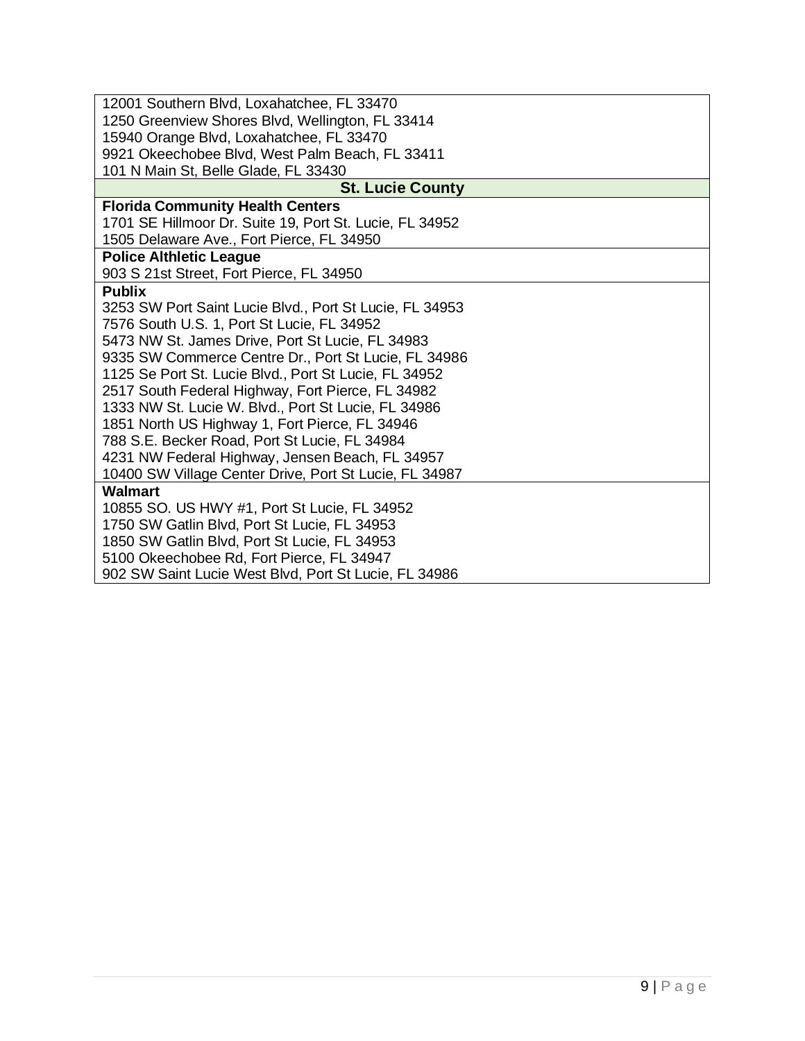| |
|---|
| 12001 Southern Blvd, Loxahatchee, FL 33470<br>1250 Greenview Shores Blvd, Wellington, FL 33414<br>15940 Orange Blvd, Loxahatchee, FL 33470<br>9921 Okeechobee Blvd, West Palm Beach, FL 33411<br>101 N Main St, Belle Glade, FL 33430 |
| **St. Lucie County** |
| **Florida Community Health Centers**<br>1701 SE Hillmoor Dr. Suite 19, Port St. Lucie, FL 34952<br>1505 Delaware Ave., Fort Pierce, FL 34950 |
| **Police Althletic League**<br>903 S 21st Street, Fort Pierce, FL 34950 |
| **Publix**<br>3253 SW Port Saint Lucie Blvd., Port St Lucie, FL 34953<br>7576 South U.S. 1, Port St Lucie, FL 34952<br>5473 NW St. James Drive, Port St Lucie, FL 34983<br>9335 SW Commerce Centre Dr., Port St Lucie, FL 34986<br>1125 Se Port St. Lucie Blvd., Port St Lucie, FL 34952<br>2517 South Federal Highway, Fort Pierce, FL 34982<br>1333 NW St. Lucie W. Blvd., Port St Lucie, FL 34986<br>1851 North US Highway 1, Fort Pierce, FL 34946<br>788 S.E. Becker Road, Port St Lucie, FL 34984<br>4231 NW Federal Highway, Jensen Beach, FL 34957<br>10400 SW Village Center Drive, Port St Lucie, FL 34987 |
| **Walmart**<br>10855 SO. US HWY #1, Port St Lucie, FL 34952<br>1750 SW Gatlin Blvd, Port St Lucie, FL 34953<br>1850 SW Gatlin Blvd, Port St Lucie, FL 34953<br>5100 Okeechobee Rd, Fort Pierce, FL 34947<br>902 SW Saint Lucie West Blvd, Port St Lucie, FL 34986 |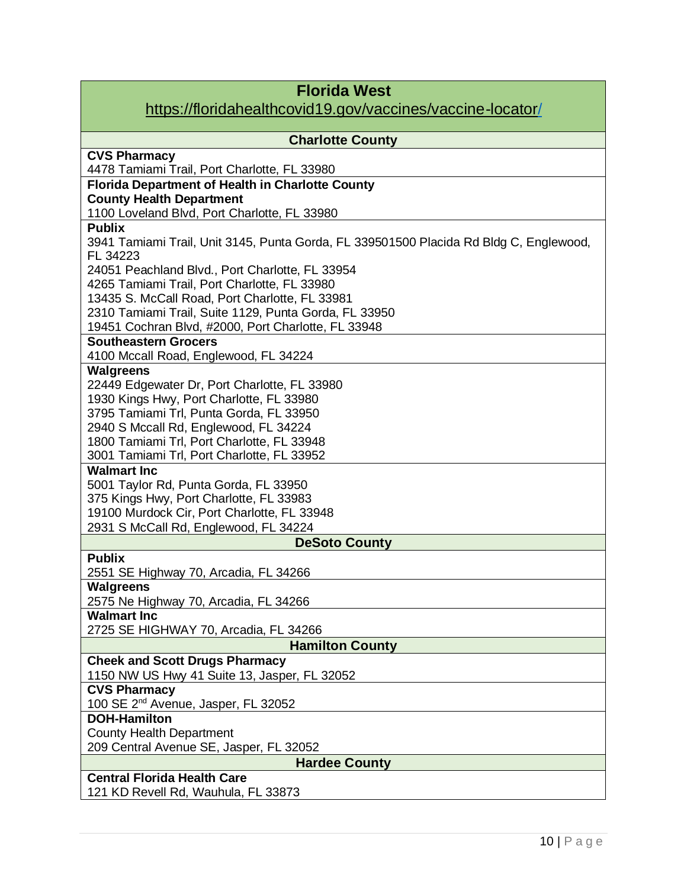## Florida West

https://floridahealthcovid19.gov/vaccines/vaccine-locator/

### Charlotte County

**CVS Pharmacy**
4478 Tamiami Trail, Port Charlotte, FL 33980

**Florida Department of Health in Charlotte County**
**County Health Department**
1100 Loveland Blvd, Port Charlotte, FL 33980

**Publix**
3941 Tamiami Trail, Unit 3145, Punta Gorda, FL 339501500 Placida Rd Bldg C, Englewood, FL 34223
24051 Peachland Blvd., Port Charlotte, FL 33954
4265 Tamiami Trail, Port Charlotte, FL 33980
13435 S. McCall Road, Port Charlotte, FL 33981
2310 Tamiami Trail, Suite 1129, Punta Gorda, FL 33950
19451 Cochran Blvd, #2000, Port Charlotte, FL 33948

**Southeastern Grocers**
4100 Mccall Road, Englewood, FL 34224

**Walgreens**
22449 Edgewater Dr, Port Charlotte, FL 33980
1930 Kings Hwy, Port Charlotte, FL 33980
3795 Tamiami Trl, Punta Gorda, FL 33950
2940 S Mccall Rd, Englewood, FL 34224
1800 Tamiami Trl, Port Charlotte, FL 33948
3001 Tamiami Trl, Port Charlotte, FL 33952

**Walmart Inc**
5001 Taylor Rd, Punta Gorda, FL 33950
375 Kings Hwy, Port Charlotte, FL 33983
19100 Murdock Cir, Port Charlotte, FL 33948
2931 S McCall Rd, Englewood, FL 34224

### DeSoto County

**Publix**
2551 SE Highway 70, Arcadia, FL 34266

**Walgreens**
2575 Ne Highway 70, Arcadia, FL 34266

**Walmart Inc**
2725 SE HIGHWAY 70, Arcadia, FL 34266

### Hamilton County

**Cheek and Scott Drugs Pharmacy**
1150 NW US Hwy 41 Suite 13, Jasper, FL 32052

**CVS Pharmacy**
100 SE 2nd Avenue, Jasper, FL 32052

**DOH-Hamilton**
County Health Department
209 Central Avenue SE, Jasper, FL 32052

### Hardee County

**Central Florida Health Care**
121 KD Revell Rd, Wauhula, FL 33873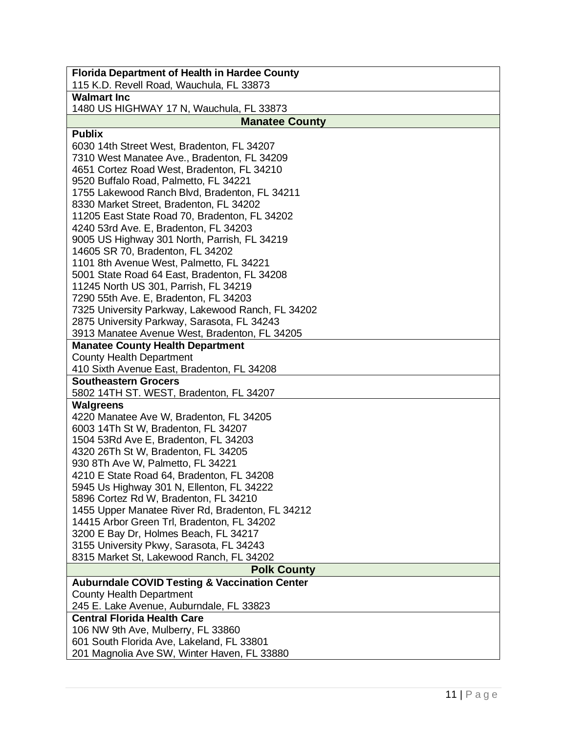| |
|---|
| **Florida Department of Health in Hardee County**<br>115 K.D. Revell Road, Wauchula, FL 33873 |
| **Walmart Inc**<br>1480 US HIGHWAY 17 N, Wauchula, FL 33873 |
| **Manatee County** |
| **Publix**<br>6030 14th Street West, Bradenton, FL 34207<br>7310 West Manatee Ave., Bradenton, FL 34209<br>4651 Cortez Road West, Bradenton, FL 34210<br>9520 Buffalo Road, Palmetto, FL 34221<br>1755 Lakewood Ranch Blvd, Bradenton, FL 34211<br>8330 Market Street, Bradenton, FL 34202<br>11205 East State Road 70, Bradenton, FL 34202<br>4240 53rd Ave. E, Bradenton, FL 34203<br>9005 US Highway 301 North, Parrish, FL 34219<br>14605 SR 70, Bradenton, FL 34202<br>1101 8th Avenue West, Palmetto, FL 34221<br>5001 State Road 64 East, Bradenton, FL 34208<br>11245 North US 301, Parrish, FL 34219<br>7290 55th Ave. E, Bradenton, FL 34203<br>7325 University Parkway, Lakewood Ranch, FL 34202<br>2875 University Parkway, Sarasota, FL 34243<br>3913 Manatee Avenue West, Bradenton, FL 34205 |
| **Manatee County Health Department**<br>County Health Department<br>410 Sixth Avenue East, Bradenton, FL 34208 |
| **Southeastern Grocers**<br>5802 14TH ST. WEST, Bradenton, FL 34207 |
| **Walgreens**<br>4220 Manatee Ave W, Bradenton, FL 34205<br>6003 14Th St W, Bradenton, FL 34207<br>1504 53Rd Ave E, Bradenton, FL 34203<br>4320 26Th St W, Bradenton, FL 34205<br>930 8Th Ave W, Palmetto, FL 34221<br>4210 E State Road 64, Bradenton, FL 34208<br>5945 Us Highway 301 N, Ellenton, FL 34222<br>5896 Cortez Rd W, Bradenton, FL 34210<br>1455 Upper Manatee River Rd, Bradenton, FL 34212<br>14415 Arbor Green Trl, Bradenton, FL 34202<br>3200 E Bay Dr, Holmes Beach, FL 34217<br>3155 University Pkwy, Sarasota, FL 34243<br>8315 Market St, Lakewood Ranch, FL 34202 |
| **Polk County** |
| **Auburndale COVID Testing & Vaccination Center**<br>County Health Department<br>245 E. Lake Avenue, Auburndale, FL 33823 |
| **Central Florida Health Care**<br>106 NW 9th Ave, Mulberry, FL 33860<br>601 South Florida Ave, Lakeland, FL 33801<br>201 Magnolia Ave SW, Winter Haven, FL 33880 |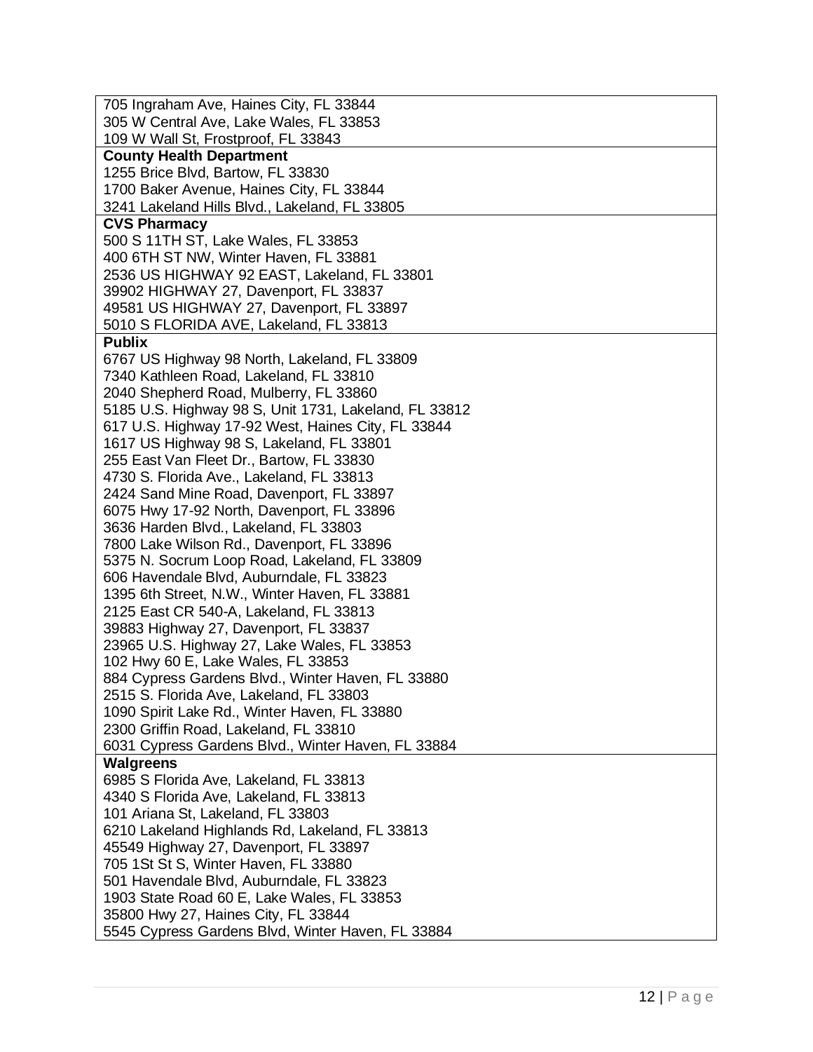705 Ingraham Ave, Haines City, FL 33844
305 W Central Ave, Lake Wales, FL 33853
109 W Wall St, Frostproof, FL 33843

**County Health Department**

1255 Brice Blvd, Bartow, FL 33830
1700 Baker Avenue, Haines City, FL 33844
3241 Lakeland Hills Blvd., Lakeland, FL 33805

**CVS Pharmacy**

500 S 11TH ST, Lake Wales, FL 33853
400 6TH ST NW, Winter Haven, FL 33881
2536 US HIGHWAY 92 EAST, Lakeland, FL 33801
39902 HIGHWAY 27, Davenport, FL 33837
49581 US HIGHWAY 27, Davenport, FL 33897
5010 S FLORIDA AVE, Lakeland, FL 33813

**Publix**

6767 US Highway 98 North, Lakeland, FL 33809
7340 Kathleen Road, Lakeland, FL 33810
2040 Shepherd Road, Mulberry, FL 33860
5185 U.S. Highway 98 S, Unit 1731, Lakeland, FL 33812
617 U.S. Highway 17-92 West, Haines City, FL 33844
1617 US Highway 98 S, Lakeland, FL 33801
255 East Van Fleet Dr., Bartow, FL 33830
4730 S. Florida Ave., Lakeland, FL 33813
2424 Sand Mine Road, Davenport, FL 33897
6075 Hwy 17-92 North, Davenport, FL 33896
3636 Harden Blvd., Lakeland, FL 33803
7800 Lake Wilson Rd., Davenport, FL 33896
5375 N. Socrum Loop Road, Lakeland, FL 33809
606 Havendale Blvd, Auburndale, FL 33823
1395 6th Street, N.W., Winter Haven, FL 33881
2125 East CR 540-A, Lakeland, FL 33813
39883 Highway 27, Davenport, FL 33837
23965 U.S. Highway 27, Lake Wales, FL 33853
102 Hwy 60 E, Lake Wales, FL 33853
884 Cypress Gardens Blvd., Winter Haven, FL 33880
2515 S. Florida Ave, Lakeland, FL 33803
1090 Spirit Lake Rd., Winter Haven, FL 33880
2300 Griffin Road, Lakeland, FL 33810
6031 Cypress Gardens Blvd., Winter Haven, FL 33884

**Walgreens**

6985 S Florida Ave, Lakeland, FL 33813
4340 S Florida Ave, Lakeland, FL 33813
101 Ariana St, Lakeland, FL 33803
6210 Lakeland Highlands Rd, Lakeland, FL 33813
45549 Highway 27, Davenport, FL 33897
705 1St St S, Winter Haven, FL 33880
501 Havendale Blvd, Auburndale, FL 33823
1903 State Road 60 E, Lake Wales, FL 33853
35800 Hwy 27, Haines City, FL 33844
5545 Cypress Gardens Blvd, Winter Haven, FL 33884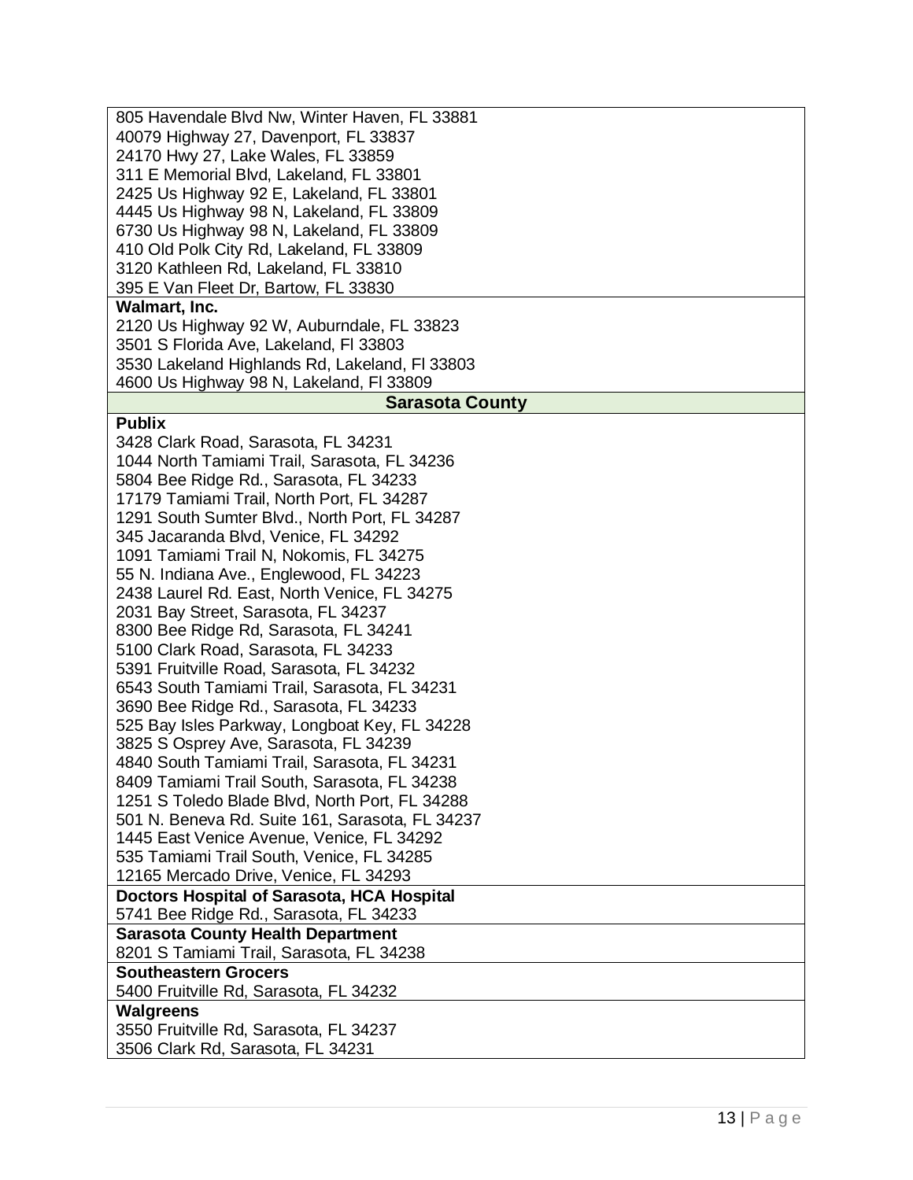| |
|---|
| 805 Havendale Blvd Nw, Winter Haven, FL 33881<br>40079 Highway 27, Davenport, FL 33837<br>24170 Hwy 27, Lake Wales, FL 33859<br>311 E Memorial Blvd, Lakeland, FL 33801<br>2425 Us Highway 92 E, Lakeland, FL 33801<br>4445 Us Highway 98 N, Lakeland, FL 33809<br>6730 Us Highway 98 N, Lakeland, FL 33809<br>410 Old Polk City Rd, Lakeland, FL 33809<br>3120 Kathleen Rd, Lakeland, FL 33810<br>395 E Van Fleet Dr, Bartow, FL 33830 |
| **Walmart, Inc.**<br>2120 Us Highway 92 W, Auburndale, FL 33823<br>3501 S Florida Ave, Lakeland, Fl 33803<br>3530 Lakeland Highlands Rd, Lakeland, Fl 33803<br>4600 Us Highway 98 N, Lakeland, Fl 33809 |
| **Sarasota County** |
| **Publix**<br>3428 Clark Road, Sarasota, FL 34231<br>1044 North Tamiami Trail, Sarasota, FL 34236<br>5804 Bee Ridge Rd., Sarasota, FL 34233<br>17179 Tamiami Trail, North Port, FL 34287<br>1291 South Sumter Blvd., North Port, FL 34287<br>345 Jacaranda Blvd, Venice, FL 34292<br>1091 Tamiami Trail N, Nokomis, FL 34275<br>55 N. Indiana Ave., Englewood, FL 34223<br>2438 Laurel Rd. East, North Venice, FL 34275<br>2031 Bay Street, Sarasota, FL 34237<br>8300 Bee Ridge Rd, Sarasota, FL 34241<br>5100 Clark Road, Sarasota, FL 34233<br>5391 Fruitville Road, Sarasota, FL 34232<br>6543 South Tamiami Trail, Sarasota, FL 34231<br>3690 Bee Ridge Rd., Sarasota, FL 34233<br>525 Bay Isles Parkway, Longboat Key, FL 34228<br>3825 S Osprey Ave, Sarasota, FL 34239<br>4840 South Tamiami Trail, Sarasota, FL 34231<br>8409 Tamiami Trail South, Sarasota, FL 34238<br>1251 S Toledo Blade Blvd, North Port, FL 34288<br>501 N. Beneva Rd. Suite 161, Sarasota, FL 34237<br>1445 East Venice Avenue, Venice, FL 34292<br>535 Tamiami Trail South, Venice, FL 34285<br>12165 Mercado Drive, Venice, FL 34293 |
| **Doctors Hospital of Sarasota, HCA Hospital**<br>5741 Bee Ridge Rd., Sarasota, FL 34233 |
| **Sarasota County Health Department**<br>8201 S Tamiami Trail, Sarasota, FL 34238 |
| **Southeastern Grocers**<br>5400 Fruitville Rd, Sarasota, FL 34232 |
| **Walgreens**<br>3550 Fruitville Rd, Sarasota, FL 34237<br>3506 Clark Rd, Sarasota, FL 34231 |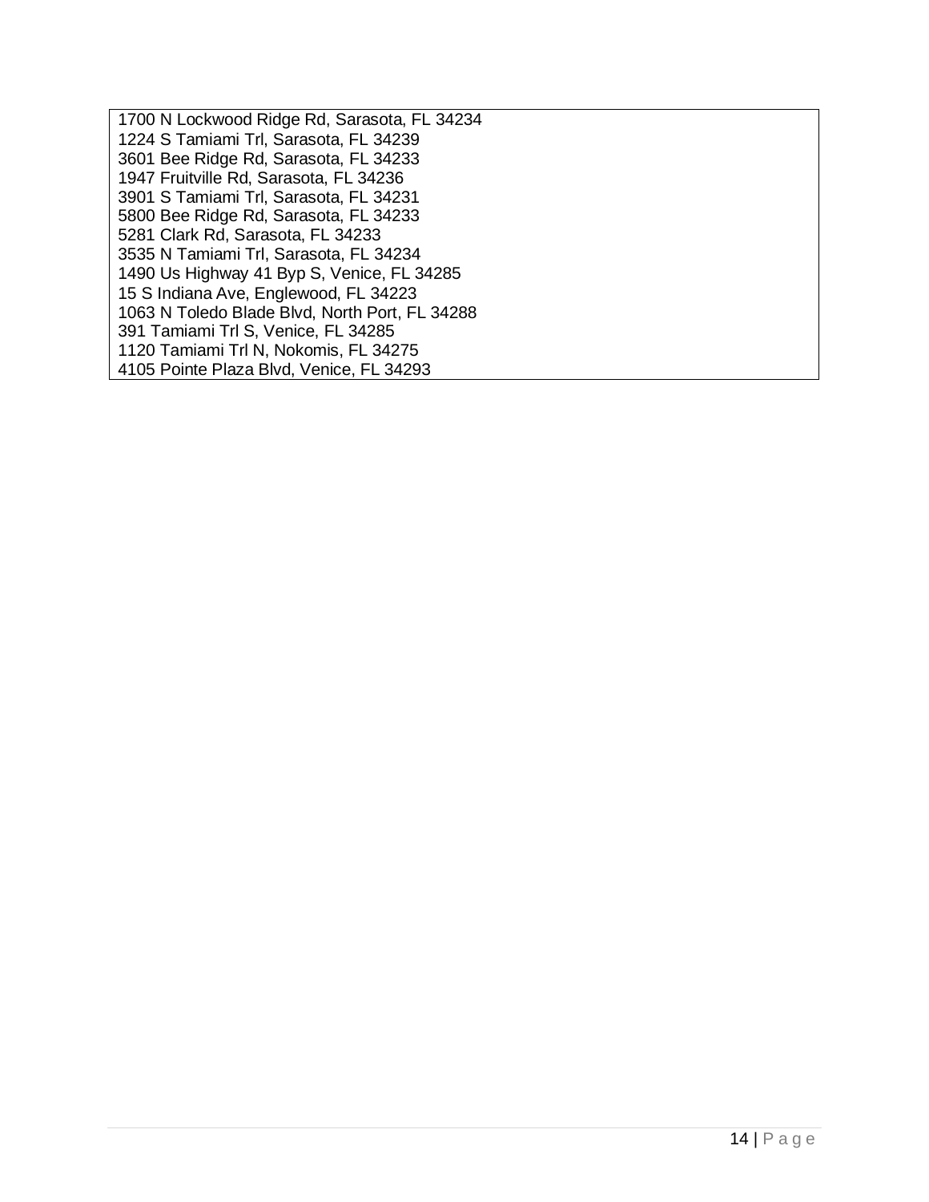1700 N Lockwood Ridge Rd, Sarasota, FL 34234
1224 S Tamiami Trl, Sarasota, FL 34239
3601 Bee Ridge Rd, Sarasota, FL 34233
1947 Fruitville Rd, Sarasota, FL 34236
3901 S Tamiami Trl, Sarasota, FL 34231
5800 Bee Ridge Rd, Sarasota, FL 34233
5281 Clark Rd, Sarasota, FL 34233
3535 N Tamiami Trl, Sarasota, FL 34234
1490 Us Highway 41 Byp S, Venice, FL 34285
15 S Indiana Ave, Englewood, FL 34223
1063 N Toledo Blade Blvd, North Port, FL 34288
391 Tamiami Trl S, Venice, FL 34285
1120 Tamiami Trl N, Nokomis, FL 34275
4105 Pointe Plaza Blvd, Venice, FL 34293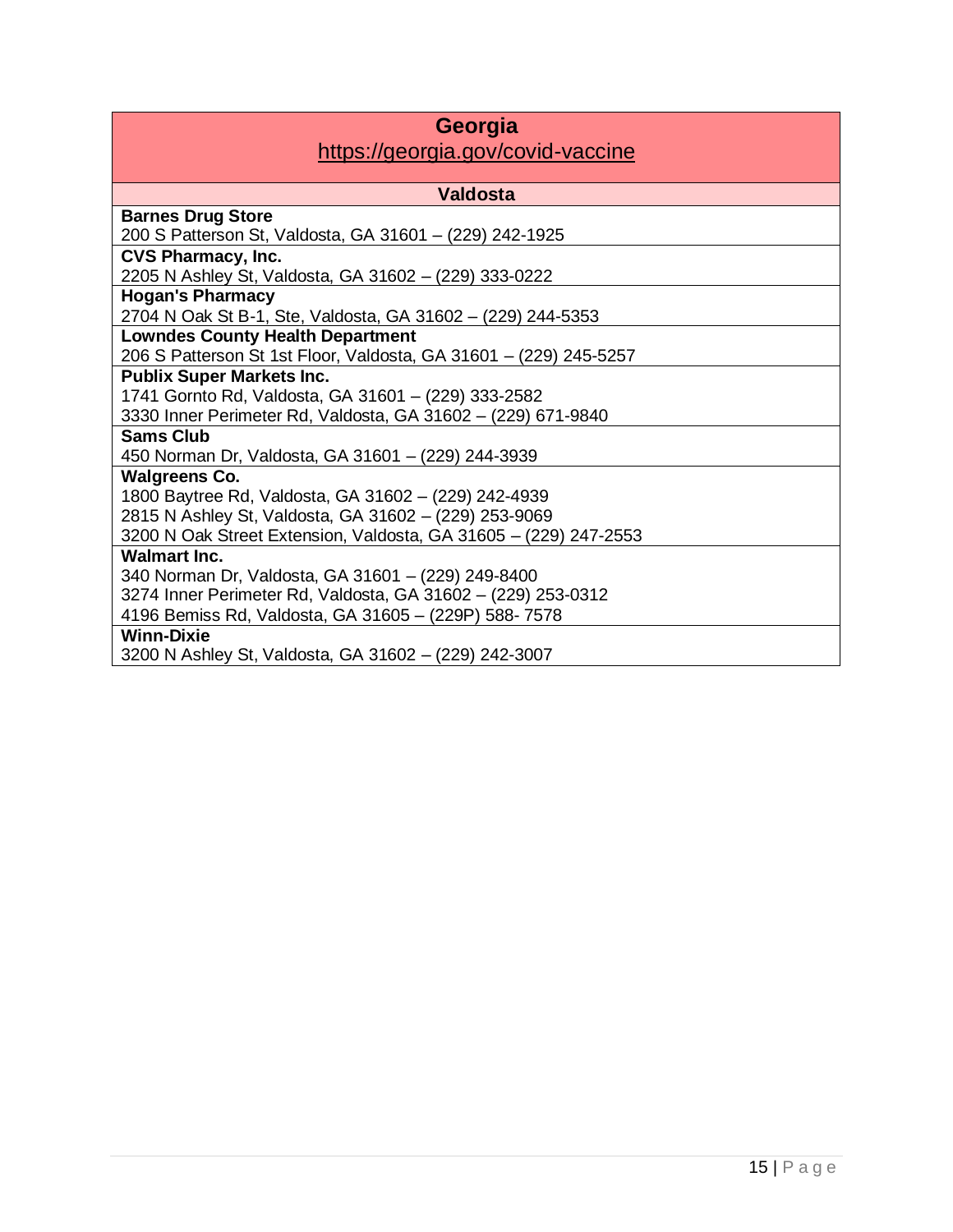## Georgia

https://georgia.gov/covid-vaccine

### Valdosta

**Barnes Drug Store**
200 S Patterson St, Valdosta, GA 31601 – (229) 242-1925

**CVS Pharmacy, Inc.**
2205 N Ashley St, Valdosta, GA 31602 – (229) 333-0222

**Hogan's Pharmacy**
2704 N Oak St B-1, Ste, Valdosta, GA 31602 – (229) 244-5353

**Lowndes County Health Department**
206 S Patterson St 1st Floor, Valdosta, GA 31601 – (229) 245-5257

**Publix Super Markets Inc.**
1741 Gornto Rd, Valdosta, GA 31601 – (229) 333-2582
3330 Inner Perimeter Rd, Valdosta, GA 31602 – (229) 671-9840

**Sams Club**
450 Norman Dr, Valdosta, GA 31601 – (229) 244-3939

**Walgreens Co.**
1800 Baytree Rd, Valdosta, GA 31602 – (229) 242-4939
2815 N Ashley St, Valdosta, GA 31602 – (229) 253-9069
3200 N Oak Street Extension, Valdosta, GA 31605 – (229) 247-2553

**Walmart Inc.**
340 Norman Dr, Valdosta, GA 31601 – (229) 249-8400
3274 Inner Perimeter Rd, Valdosta, GA 31602 – (229) 253-0312
4196 Bemiss Rd, Valdosta, GA 31605 – (229P) 588- 7578

**Winn-Dixie**
3200 N Ashley St, Valdosta, GA 31602 – (229) 242-3007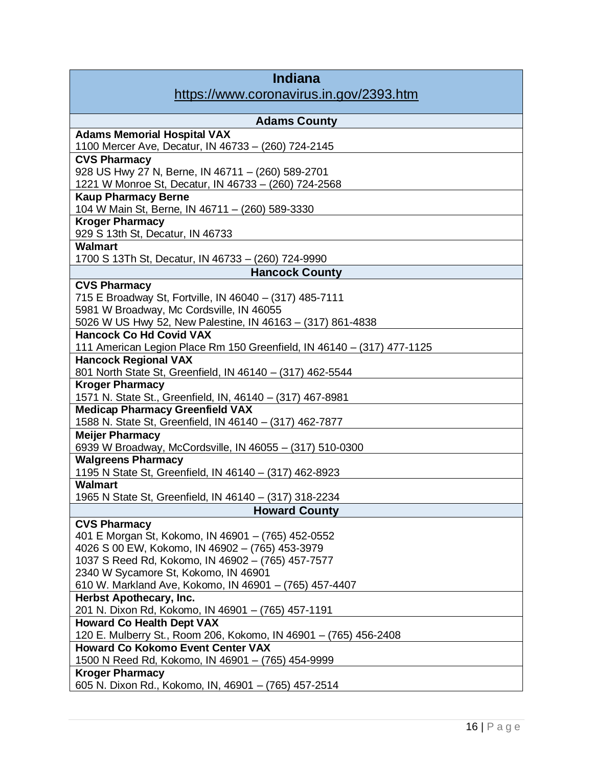## Indiana

https://www.coronavirus.in.gov/2393.htm

### Adams County

**Adams Memorial Hospital VAX**
1100 Mercer Ave, Decatur, IN 46733 – (260) 724-2145

**CVS Pharmacy**
928 US Hwy 27 N, Berne, IN 46711 – (260) 589-2701
1221 W Monroe St, Decatur, IN 46733 – (260) 724-2568

**Kaup Pharmacy Berne**
104 W Main St, Berne, IN 46711 – (260) 589-3330

**Kroger Pharmacy**
929 S 13th St, Decatur, IN 46733

**Walmart**
1700 S 13Th St, Decatur, IN 46733 – (260) 724-9990

### Hancock County

**CVS Pharmacy**
715 E Broadway St, Fortville, IN 46040 – (317) 485-7111
5981 W Broadway, Mc Cordsville, IN 46055
5026 W US Hwy 52, New Palestine, IN 46163 – (317) 861-4838

**Hancock Co Hd Covid VAX**
111 American Legion Place Rm 150 Greenfield, IN 46140 – (317) 477-1125

**Hancock Regional VAX**
801 North State St, Greenfield, IN 46140 – (317) 462-5544

**Kroger Pharmacy**
1571 N. State St., Greenfield, IN, 46140 – (317) 467-8981

**Medicap Pharmacy Greenfield VAX**
1588 N. State St, Greenfield, IN 46140 – (317) 462-7877

**Meijer Pharmacy**
6939 W Broadway, McCordsville, IN 46055 – (317) 510-0300

**Walgreens Pharmacy**
1195 N State St, Greenfield, IN 46140 – (317) 462-8923

**Walmart**
1965 N State St, Greenfield, IN 46140 – (317) 318-2234

### Howard County

**CVS Pharmacy**
401 E Morgan St, Kokomo, IN 46901 – (765) 452-0552
4026 S 00 EW, Kokomo, IN 46902 – (765) 453-3979
1037 S Reed Rd, Kokomo, IN 46902 – (765) 457-7577
2340 W Sycamore St, Kokomo, IN 46901
610 W. Markland Ave, Kokomo, IN 46901 – (765) 457-4407

**Herbst Apothecary, Inc.**
201 N. Dixon Rd, Kokomo, IN 46901 – (765) 457-1191

**Howard Co Health Dept VAX**
120 E. Mulberry St., Room 206, Kokomo, IN 46901 – (765) 456-2408

**Howard Co Kokomo Event Center VAX**
1500 N Reed Rd, Kokomo, IN 46901 – (765) 454-9999

**Kroger Pharmacy**
605 N. Dixon Rd., Kokomo, IN, 46901 – (765) 457-2514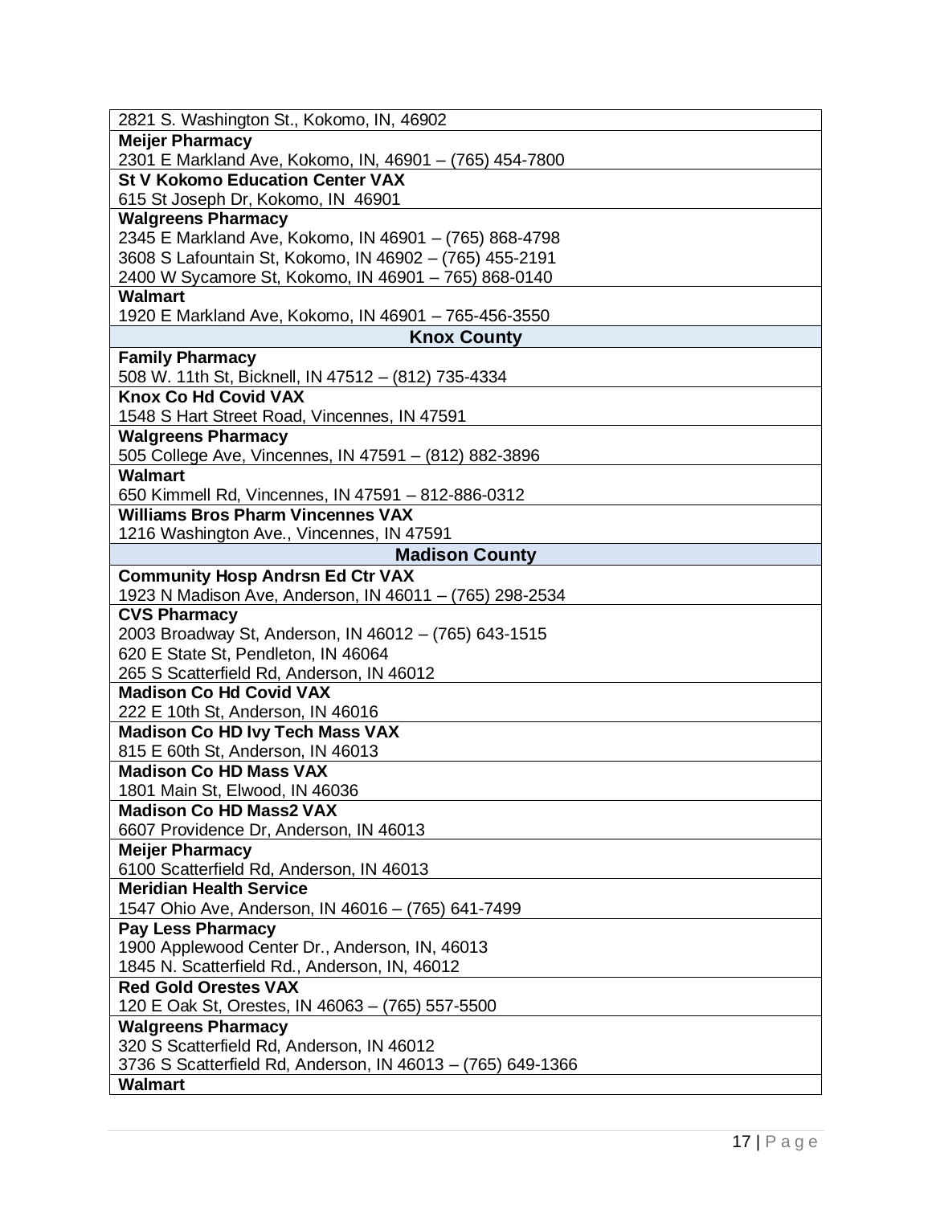| |
|---|
| 2821 S. Washington St., Kokomo, IN, 46902 |
| **Meijer Pharmacy**<br>2301 E Markland Ave, Kokomo, IN, 46901 – (765) 454-7800 |
| **St V Kokomo Education Center VAX**<br>615 St Joseph Dr, Kokomo, IN 46901 |
| **Walgreens Pharmacy**<br>2345 E Markland Ave, Kokomo, IN 46901 – (765) 868-4798<br>3608 S Lafountain St, Kokomo, IN 46902 – (765) 455-2191<br>2400 W Sycamore St, Kokomo, IN 46901 – 765) 868-0140 |
| **Walmart**<br>1920 E Markland Ave, Kokomo, IN 46901 – 765-456-3550 |
| **Knox County** |
| **Family Pharmacy**<br>508 W. 11th St, Bicknell, IN 47512 – (812) 735-4334 |
| **Knox Co Hd Covid VAX**<br>1548 S Hart Street Road, Vincennes, IN 47591 |
| **Walgreens Pharmacy**<br>505 College Ave, Vincennes, IN 47591 – (812) 882-3896 |
| **Walmart**<br>650 Kimmell Rd, Vincennes, IN 47591 – 812-886-0312 |
| **Williams Bros Pharm Vincennes VAX**<br>1216 Washington Ave., Vincennes, IN 47591 |
| **Madison County** |
| **Community Hosp Andrsn Ed Ctr VAX**<br>1923 N Madison Ave, Anderson, IN 46011 – (765) 298-2534 |
| **CVS Pharmacy**<br>2003 Broadway St, Anderson, IN 46012 – (765) 643-1515<br>620 E State St, Pendleton, IN 46064<br>265 S Scatterfield Rd, Anderson, IN 46012 |
| **Madison Co Hd Covid VAX**<br>222 E 10th St, Anderson, IN 46016 |
| **Madison Co HD Ivy Tech Mass VAX**<br>815 E 60th St, Anderson, IN 46013 |
| **Madison Co HD Mass VAX**<br>1801 Main St, Elwood, IN 46036 |
| **Madison Co HD Mass2 VAX**<br>6607 Providence Dr, Anderson, IN 46013 |
| **Meijer Pharmacy**<br>6100 Scatterfield Rd, Anderson, IN 46013 |
| **Meridian Health Service**<br>1547 Ohio Ave, Anderson, IN 46016 – (765) 641-7499 |
| **Pay Less Pharmacy**<br>1900 Applewood Center Dr., Anderson, IN, 46013<br>1845 N. Scatterfield Rd., Anderson, IN, 46012 |
| **Red Gold Orestes VAX**<br>120 E Oak St, Orestes, IN 46063 – (765) 557-5500 |
| **Walgreens Pharmacy**<br>320 S Scatterfield Rd, Anderson, IN 46012<br>3736 S Scatterfield Rd, Anderson, IN 46013 – (765) 649-1366 |
| **Walmart** |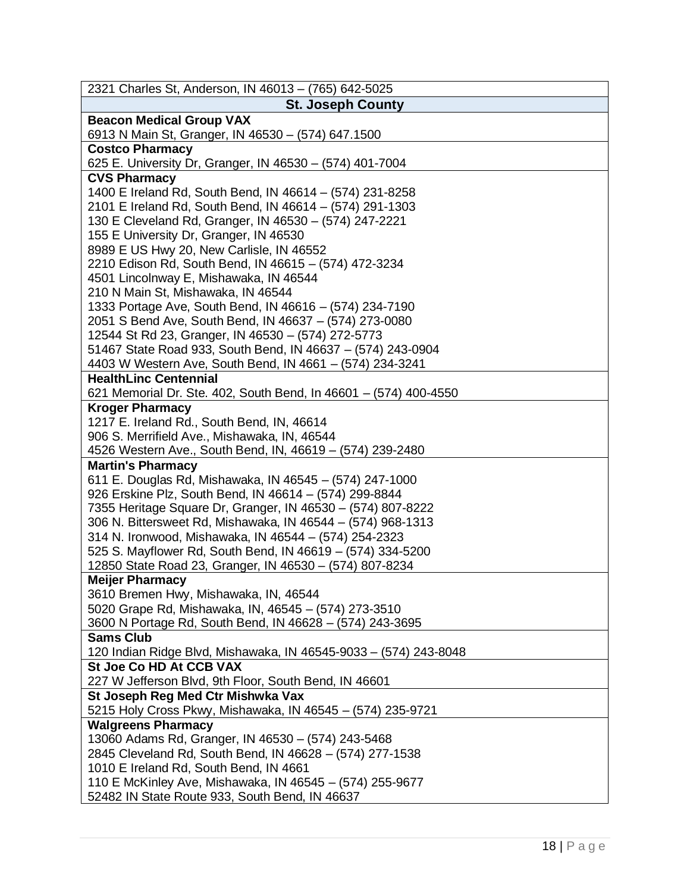| 2321 Charles St, Anderson, IN 46013 – (765) 642-5025 |
| --- |
| **St. Joseph County** |
| **Beacon Medical Group VAX**<br>6913 N Main St, Granger, IN 46530 – (574) 647.1500 |
| **Costco Pharmacy**<br>625 E. University Dr, Granger, IN 46530 – (574) 401-7004 |
| **CVS Pharmacy**<br>1400 E Ireland Rd, South Bend, IN 46614 – (574) 231-8258<br>2101 E Ireland Rd, South Bend, IN 46614 – (574) 291-1303<br>130 E Cleveland Rd, Granger, IN 46530 – (574) 247-2221<br>155 E University Dr, Granger, IN 46530<br>8989 E US Hwy 20, New Carlisle, IN 46552<br>2210 Edison Rd, South Bend, IN 46615 – (574) 472-3234<br>4501 Lincolnway E, Mishawaka, IN 46544<br>210 N Main St, Mishawaka, IN 46544<br>1333 Portage Ave, South Bend, IN 46616 – (574) 234-7190<br>2051 S Bend Ave, South Bend, IN 46637 – (574) 273-0080<br>12544 St Rd 23, Granger, IN 46530 – (574) 272-5773<br>51467 State Road 933, South Bend, IN 46637 – (574) 243-0904<br>4403 W Western Ave, South Bend, IN 4661 – (574) 234-3241 |
| **HealthLinc Centennial**<br>621 Memorial Dr. Ste. 402, South Bend, In 46601 – (574) 400-4550 |
| **Kroger Pharmacy**<br>1217 E. Ireland Rd., South Bend, IN, 46614<br>906 S. Merrifield Ave., Mishawaka, IN, 46544<br>4526 Western Ave., South Bend, IN, 46619 – (574) 239-2480 |
| **Martin's Pharmacy**<br>611 E. Douglas Rd, Mishawaka, IN 46545 – (574) 247-1000<br>926 Erskine Plz, South Bend, IN 46614 – (574) 299-8844<br>7355 Heritage Square Dr, Granger, IN 46530 – (574) 807-8222<br>306 N. Bittersweet Rd, Mishawaka, IN 46544 – (574) 968-1313<br>314 N. Ironwood, Mishawaka, IN 46544 – (574) 254-2323<br>525 S. Mayflower Rd, South Bend, IN 46619 – (574) 334-5200<br>12850 State Road 23, Granger, IN 46530 – (574) 807-8234 |
| **Meijer Pharmacy**<br>3610 Bremen Hwy, Mishawaka, IN, 46544<br>5020 Grape Rd, Mishawaka, IN, 46545 – (574) 273-3510<br>3600 N Portage Rd, South Bend, IN 46628 – (574) 243-3695 |
| **Sams Club**<br>120 Indian Ridge Blvd, Mishawaka, IN 46545-9033 – (574) 243-8048 |
| **St Joe Co HD At CCB VAX**<br>227 W Jefferson Blvd, 9th Floor, South Bend, IN 46601 |
| **St Joseph Reg Med Ctr Mishwka Vax**<br>5215 Holy Cross Pkwy, Mishawaka, IN 46545 – (574) 235-9721 |
| **Walgreens Pharmacy**<br>13060 Adams Rd, Granger, IN 46530 – (574) 243-5468<br>2845 Cleveland Rd, South Bend, IN 46628 – (574) 277-1538<br>1010 E Ireland Rd, South Bend, IN 4661<br>110 E McKinley Ave, Mishawaka, IN 46545 – (574) 255-9677<br>52482 IN State Route 933, South Bend, IN 46637 |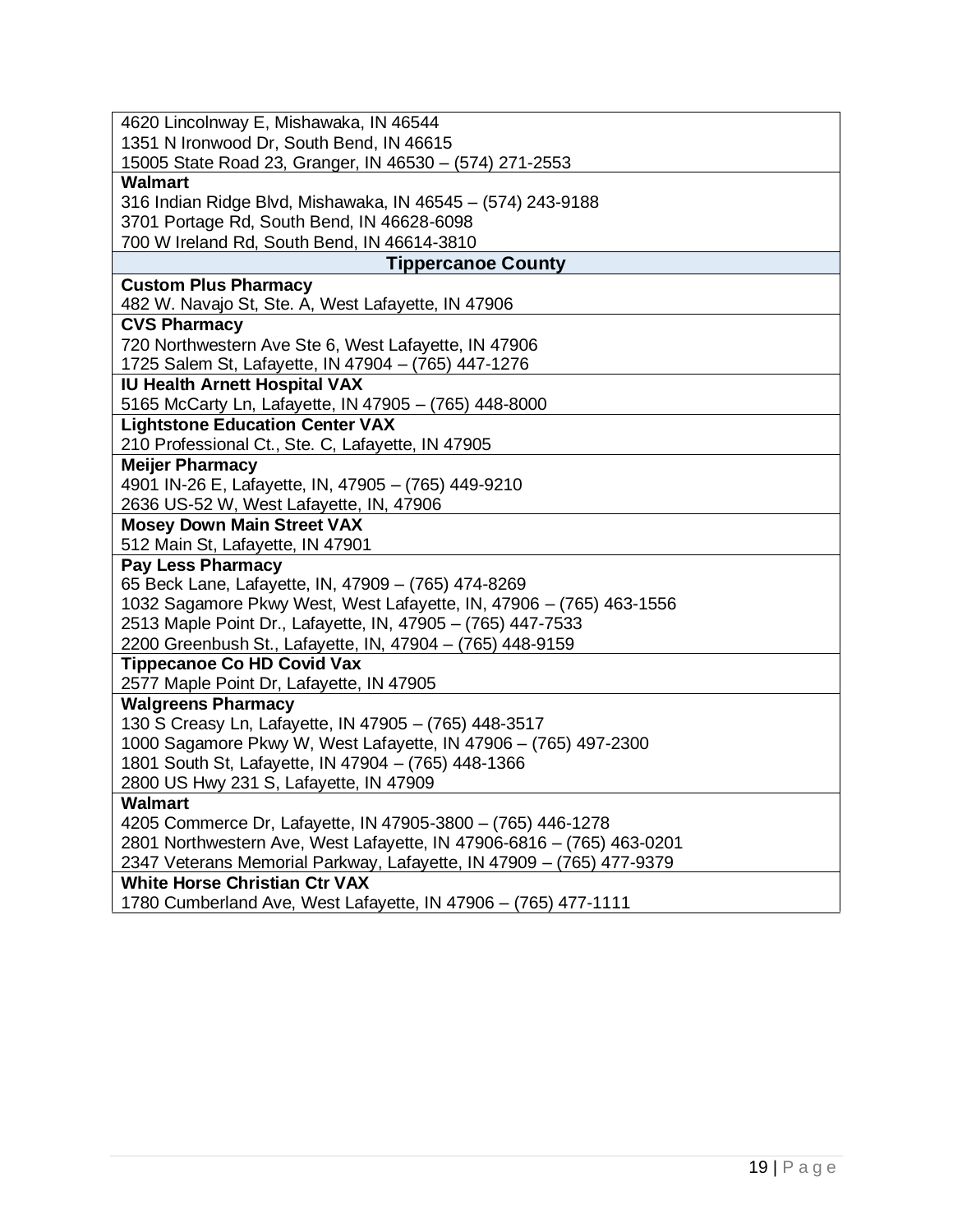| |
|---|
| 4620 Lincolnway E, Mishawaka, IN 46544<br>1351 N Ironwood Dr, South Bend, IN 46615<br>15005 State Road 23, Granger, IN 46530 – (574) 271-2553 |
| **Walmart**<br>316 Indian Ridge Blvd, Mishawaka, IN 46545 – (574) 243-9188<br>3701 Portage Rd, South Bend, IN 46628-6098<br>700 W Ireland Rd, South Bend, IN 46614-3810 |
| **Tippercanoe County** |
| **Custom Plus Pharmacy**<br>482 W. Navajo St, Ste. A, West Lafayette, IN 47906 |
| **CVS Pharmacy**<br>720 Northwestern Ave Ste 6, West Lafayette, IN 47906<br>1725 Salem St, Lafayette, IN 47904 – (765) 447-1276 |
| **IU Health Arnett Hospital VAX**<br>5165 McCarty Ln, Lafayette, IN 47905 – (765) 448-8000 |
| **Lightstone Education Center VAX**<br>210 Professional Ct., Ste. C, Lafayette, IN 47905 |
| **Meijer Pharmacy**<br>4901 IN-26 E, Lafayette, IN, 47905 – (765) 449-9210<br>2636 US-52 W, West Lafayette, IN, 47906 |
| **Mosey Down Main Street VAX**<br>512 Main St, Lafayette, IN 47901 |
| **Pay Less Pharmacy**<br>65 Beck Lane, Lafayette, IN, 47909 – (765) 474-8269<br>1032 Sagamore Pkwy West, West Lafayette, IN, 47906 – (765) 463-1556<br>2513 Maple Point Dr., Lafayette, IN, 47905 – (765) 447-7533<br>2200 Greenbush St., Lafayette, IN, 47904 – (765) 448-9159 |
| **Tippecanoe Co HD Covid Vax**<br>2577 Maple Point Dr, Lafayette, IN 47905 |
| **Walgreens Pharmacy**<br>130 S Creasy Ln, Lafayette, IN 47905 – (765) 448-3517<br>1000 Sagamore Pkwy W, West Lafayette, IN 47906 – (765) 497-2300<br>1801 South St, Lafayette, IN 47904 – (765) 448-1366<br>2800 US Hwy 231 S, Lafayette, IN 47909 |
| **Walmart**<br>4205 Commerce Dr, Lafayette, IN 47905-3800 – (765) 446-1278<br>2801 Northwestern Ave, West Lafayette, IN 47906-6816 – (765) 463-0201<br>2347 Veterans Memorial Parkway, Lafayette, IN 47909 – (765) 477-9379 |
| **White Horse Christian Ctr VAX**<br>1780 Cumberland Ave, West Lafayette, IN 47906 – (765) 477-1111 |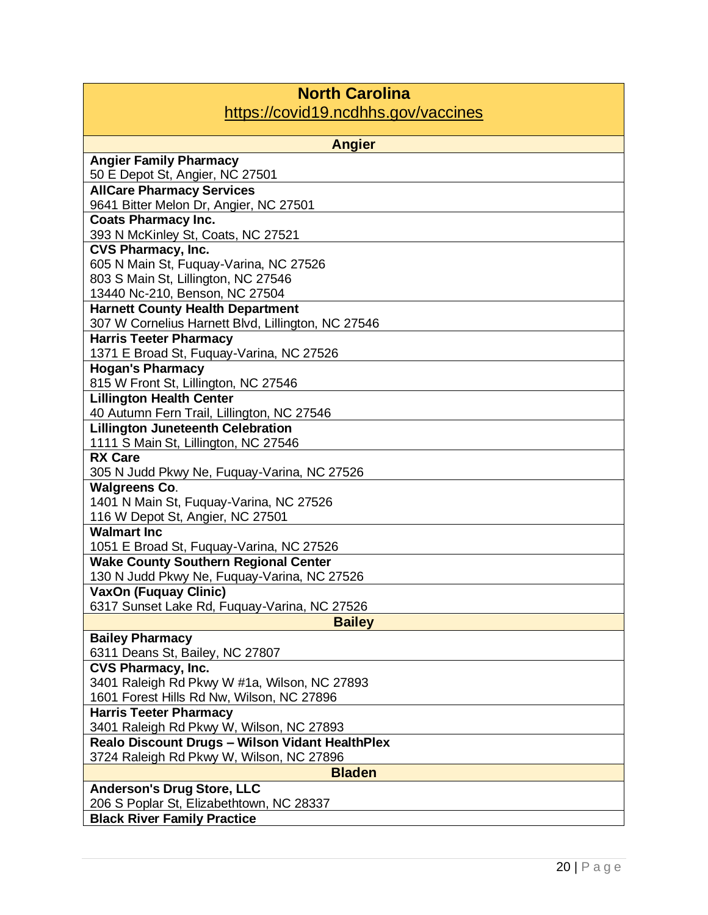| North Carolina<br>https://covid19.ncdhhs.gov/vaccines |
|---|
| **Angier** |
| **Angier Family Pharmacy**<br>50 E Depot St, Angier, NC 27501 |
| **AllCare Pharmacy Services**<br>9641 Bitter Melon Dr, Angier, NC 27501 |
| **Coats Pharmacy Inc.**<br>393 N McKinley St, Coats, NC 27521 |
| **CVS Pharmacy, Inc.**<br>605 N Main St, Fuquay-Varina, NC 27526<br>803 S Main St, Lillington, NC 27546<br>13440 Nc-210, Benson, NC 27504 |
| **Harnett County Health Department**<br>307 W Cornelius Harnett Blvd, Lillington, NC 27546 |
| **Harris Teeter Pharmacy**<br>1371 E Broad St, Fuquay-Varina, NC 27526 |
| **Hogan's Pharmacy**<br>815 W Front St, Lillington, NC 27546 |
| **Lillington Health Center**<br>40 Autumn Fern Trail, Lillington, NC 27546 |
| **Lillington Juneteenth Celebration**<br>1111 S Main St, Lillington, NC 27546 |
| **RX Care**<br>305 N Judd Pkwy Ne, Fuquay-Varina, NC 27526 |
| **Walgreens Co**.<br>1401 N Main St, Fuquay-Varina, NC 27526<br>116 W Depot St, Angier, NC 27501 |
| **Walmart Inc**<br>1051 E Broad St, Fuquay-Varina, NC 27526 |
| **Wake County Southern Regional Center**<br>130 N Judd Pkwy Ne, Fuquay-Varina, NC 27526 |
| **VaxOn (Fuquay Clinic)**<br>6317 Sunset Lake Rd, Fuquay-Varina, NC 27526 |
| **Bailey** |
| **Bailey Pharmacy**<br>6311 Deans St, Bailey, NC 27807 |
| **CVS Pharmacy, Inc.**<br>3401 Raleigh Rd Pkwy W #1a, Wilson, NC 27893<br>1601 Forest Hills Rd Nw, Wilson, NC 27896 |
| **Harris Teeter Pharmacy**<br>3401 Raleigh Rd Pkwy W, Wilson, NC 27893 |
| **Realo Discount Drugs – Wilson Vidant HealthPlex**<br>3724 Raleigh Rd Pkwy W, Wilson, NC 27896 |
| **Bladen** |
| **Anderson's Drug Store, LLC**<br>206 S Poplar St, Elizabethtown, NC 28337 |
| **Black River Family Practice** |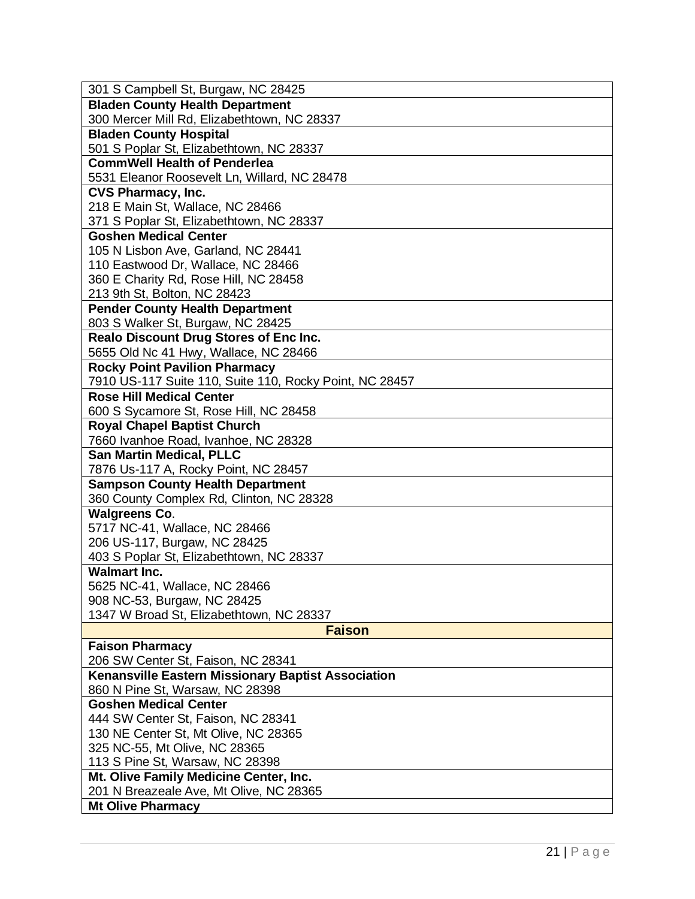| |
|---|
| 301 S Campbell St, Burgaw, NC 28425 |
| **Bladen County Health Department**<br>300 Mercer Mill Rd, Elizabethtown, NC 28337 |
| **Bladen County Hospital**<br>501 S Poplar St, Elizabethtown, NC 28337 |
| **CommWell Health of Penderlea**<br>5531 Eleanor Roosevelt Ln, Willard, NC 28478 |
| **CVS Pharmacy, Inc.**<br>218 E Main St, Wallace, NC 28466<br>371 S Poplar St, Elizabethtown, NC 28337 |
| **Goshen Medical Center**<br>105 N Lisbon Ave, Garland, NC 28441<br>110 Eastwood Dr, Wallace, NC 28466<br>360 E Charity Rd, Rose Hill, NC 28458<br>213 9th St, Bolton, NC 28423 |
| **Pender County Health Department**<br>803 S Walker St, Burgaw, NC 28425 |
| **Realo Discount Drug Stores of Enc Inc.**<br>5655 Old Nc 41 Hwy, Wallace, NC 28466 |
| **Rocky Point Pavilion Pharmacy**<br>7910 US-117 Suite 110, Suite 110, Rocky Point, NC 28457 |
| **Rose Hill Medical Center**<br>600 S Sycamore St, Rose Hill, NC 28458 |
| **Royal Chapel Baptist Church**<br>7660 Ivanhoe Road, Ivanhoe, NC 28328 |
| **San Martin Medical, PLLC**<br>7876 Us-117 A, Rocky Point, NC 28457 |
| **Sampson County Health Department**<br>360 County Complex Rd, Clinton, NC 28328 |
| **Walgreens Co**.<br>5717 NC-41, Wallace, NC 28466<br>206 US-117, Burgaw, NC 28425<br>403 S Poplar St, Elizabethtown, NC 28337 |
| **Walmart Inc.**<br>5625 NC-41, Wallace, NC 28466<br>908 NC-53, Burgaw, NC 28425<br>1347 W Broad St, Elizabethtown, NC 28337 |
| **Faison** |
| **Faison Pharmacy**<br>206 SW Center St, Faison, NC 28341 |
| **Kenansville Eastern Missionary Baptist Association**<br>860 N Pine St, Warsaw, NC 28398 |
| **Goshen Medical Center**<br>444 SW Center St, Faison, NC 28341<br>130 NE Center St, Mt Olive, NC 28365<br>325 NC-55, Mt Olive, NC 28365<br>113 S Pine St, Warsaw, NC 28398 |
| **Mt. Olive Family Medicine Center, Inc.**<br>201 N Breazeale Ave, Mt Olive, NC 28365 |
| **Mt Olive Pharmacy** |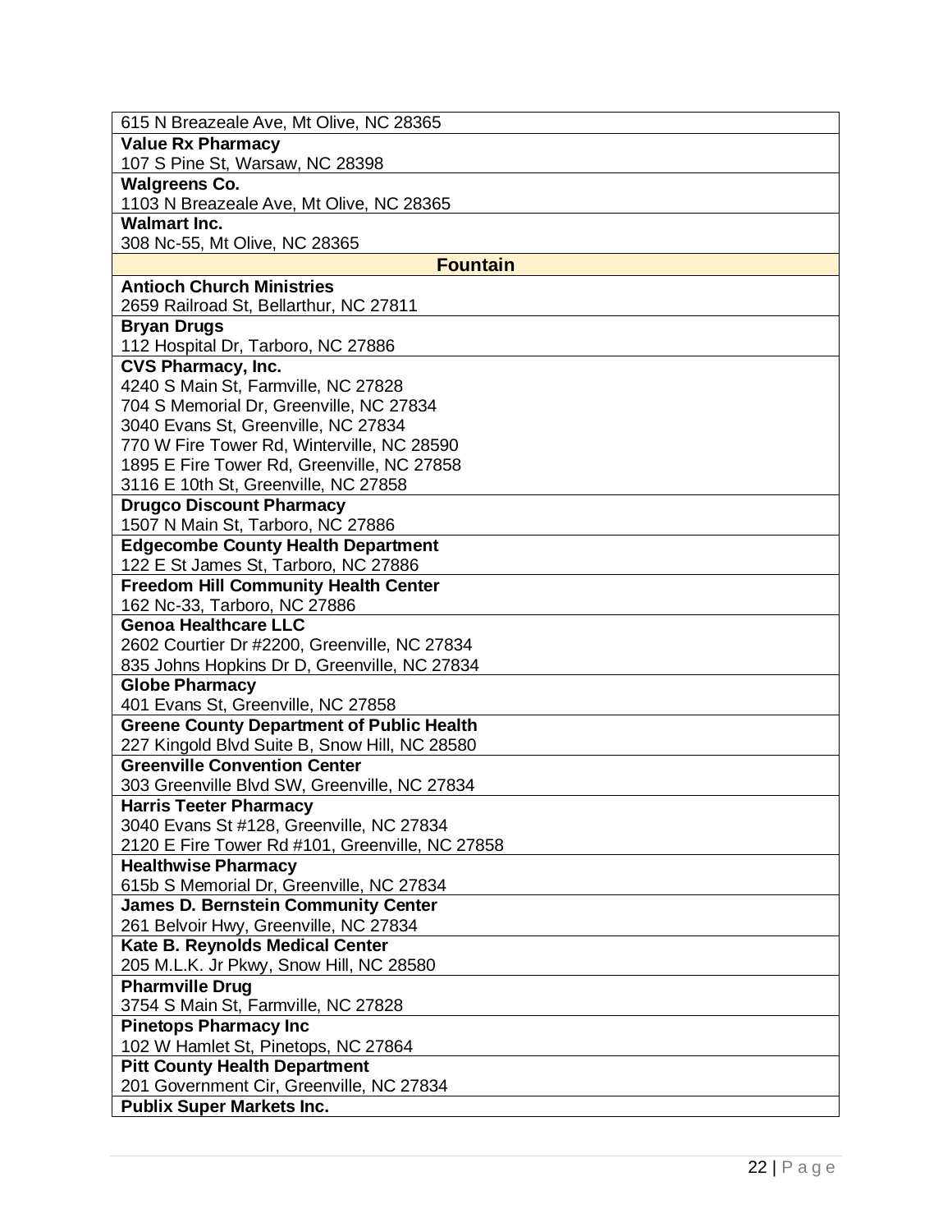| |
|---|
| 615 N Breazeale Ave, Mt Olive, NC 28365 |
| **Value Rx Pharmacy**<br>107 S Pine St, Warsaw, NC 28398 |
| **Walgreens Co.**<br>1103 N Breazeale Ave, Mt Olive, NC 28365 |
| **Walmart Inc.**<br>308 Nc-55, Mt Olive, NC 28365 |
| **Fountain** |
| **Antioch Church Ministries**<br>2659 Railroad St, Bellarthur, NC 27811 |
| **Bryan Drugs**<br>112 Hospital Dr, Tarboro, NC 27886 |
| **CVS Pharmacy, Inc.**<br>4240 S Main St, Farmville, NC 27828<br>704 S Memorial Dr, Greenville, NC 27834<br>3040 Evans St, Greenville, NC 27834<br>770 W Fire Tower Rd, Winterville, NC 28590<br>1895 E Fire Tower Rd, Greenville, NC 27858<br>3116 E 10th St, Greenville, NC 27858 |
| **Drugco Discount Pharmacy**<br>1507 N Main St, Tarboro, NC 27886 |
| **Edgecombe County Health Department**<br>122 E St James St, Tarboro, NC 27886 |
| **Freedom Hill Community Health Center**<br>162 Nc-33, Tarboro, NC 27886 |
| **Genoa Healthcare LLC**<br>2602 Courtier Dr #2200, Greenville, NC 27834<br>835 Johns Hopkins Dr D, Greenville, NC 27834 |
| **Globe Pharmacy**<br>401 Evans St, Greenville, NC 27858 |
| **Greene County Department of Public Health**<br>227 Kingold Blvd Suite B, Snow Hill, NC 28580 |
| **Greenville Convention Center**<br>303 Greenville Blvd SW, Greenville, NC 27834 |
| **Harris Teeter Pharmacy**<br>3040 Evans St #128, Greenville, NC 27834<br>2120 E Fire Tower Rd #101, Greenville, NC 27858 |
| **Healthwise Pharmacy**<br>615b S Memorial Dr, Greenville, NC 27834 |
| **James D. Bernstein Community Center**<br>261 Belvoir Hwy, Greenville, NC 27834 |
| **Kate B. Reynolds Medical Center**<br>205 M.L.K. Jr Pkwy, Snow Hill, NC 28580 |
| **Pharmville Drug**<br>3754 S Main St, Farmville, NC 27828 |
| **Pinetops Pharmacy Inc**<br>102 W Hamlet St, Pinetops, NC 27864 |
| **Pitt County Health Department**<br>201 Government Cir, Greenville, NC 27834 |
| **Publix Super Markets Inc.** |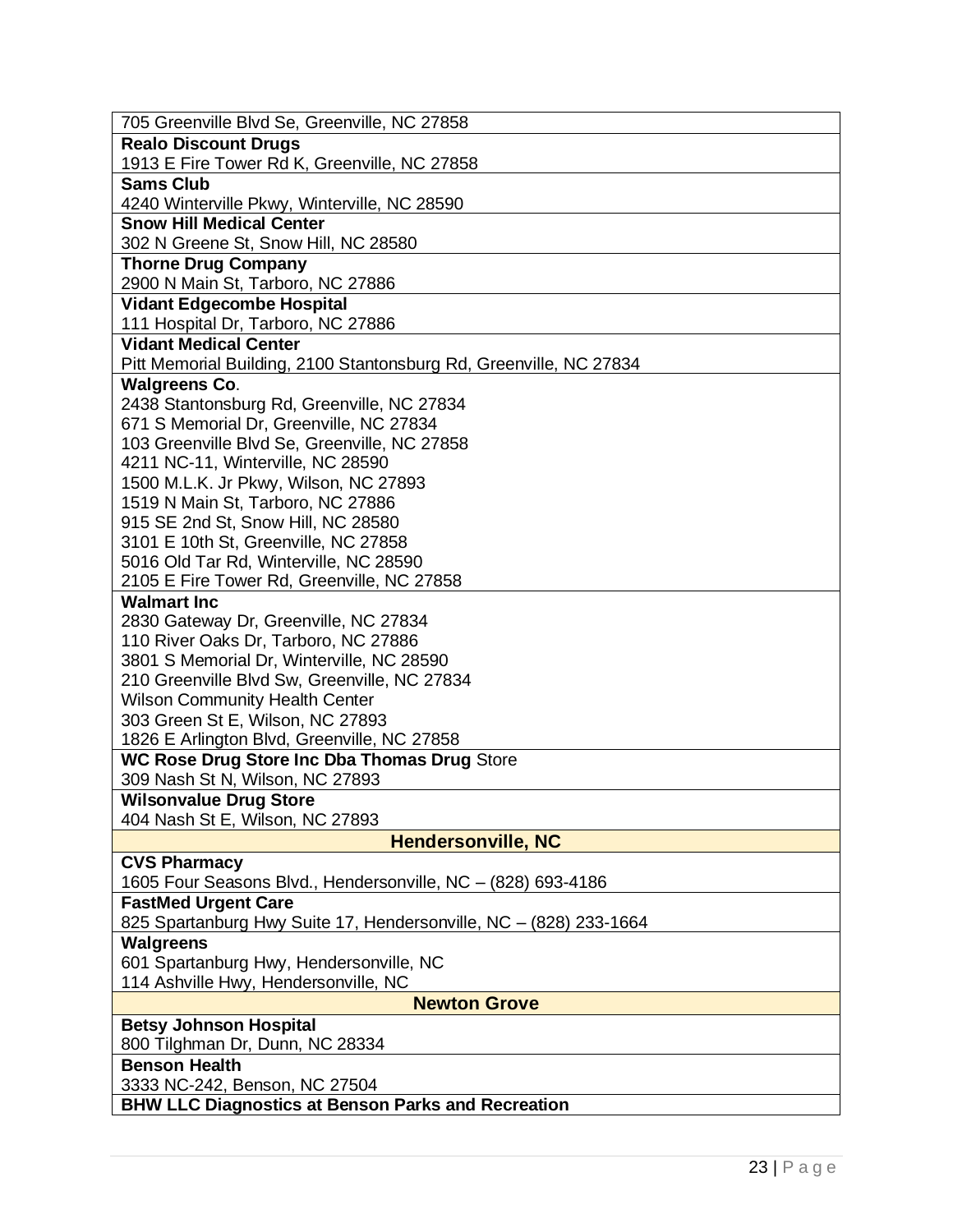| |
|---|
| 705 Greenville Blvd Se, Greenville, NC 27858 |
| **Realo Discount Drugs**<br>1913 E Fire Tower Rd K, Greenville, NC 27858 |
| **Sams Club**<br>4240 Winterville Pkwy, Winterville, NC 28590 |
| **Snow Hill Medical Center**<br>302 N Greene St, Snow Hill, NC 28580 |
| **Thorne Drug Company**<br>2900 N Main St, Tarboro, NC 27886 |
| **Vidant Edgecombe Hospital**<br>111 Hospital Dr, Tarboro, NC 27886 |
| **Vidant Medical Center**<br>Pitt Memorial Building, 2100 Stantonsburg Rd, Greenville, NC 27834 |
| **Walgreens Co**.<br>2438 Stantonsburg Rd, Greenville, NC 27834<br>671 S Memorial Dr, Greenville, NC 27834<br>103 Greenville Blvd Se, Greenville, NC 27858<br>4211 NC-11, Winterville, NC 28590<br>1500 M.L.K. Jr Pkwy, Wilson, NC 27893<br>1519 N Main St, Tarboro, NC 27886<br>915 SE 2nd St, Snow Hill, NC 28580<br>3101 E 10th St, Greenville, NC 27858<br>5016 Old Tar Rd, Winterville, NC 28590<br>2105 E Fire Tower Rd, Greenville, NC 27858 |
| **Walmart Inc**<br>2830 Gateway Dr, Greenville, NC 27834<br>110 River Oaks Dr, Tarboro, NC 27886<br>3801 S Memorial Dr, Winterville, NC 28590<br>210 Greenville Blvd Sw, Greenville, NC 27834<br>Wilson Community Health Center<br>303 Green St E, Wilson, NC 27893<br>1826 E Arlington Blvd, Greenville, NC 27858 |
| **WC Rose Drug Store Inc Dba Thomas Drug** Store<br>309 Nash St N, Wilson, NC 27893 |
| **Wilsonvalue Drug Store**<br>404 Nash St E, Wilson, NC 27893 |
| **Hendersonville, NC** |
| **CVS Pharmacy**<br>1605 Four Seasons Blvd., Hendersonville, NC – (828) 693-4186 |
| **FastMed Urgent Care**<br>825 Spartanburg Hwy Suite 17, Hendersonville, NC – (828) 233-1664 |
| **Walgreens**<br>601 Spartanburg Hwy, Hendersonville, NC<br>114 Ashville Hwy, Hendersonville, NC |
| **Newton Grove** |
| **Betsy Johnson Hospital**<br>800 Tilghman Dr, Dunn, NC 28334 |
| **Benson Health**<br>3333 NC-242, Benson, NC 27504 |
| **BHW LLC Diagnostics at Benson Parks and Recreation** |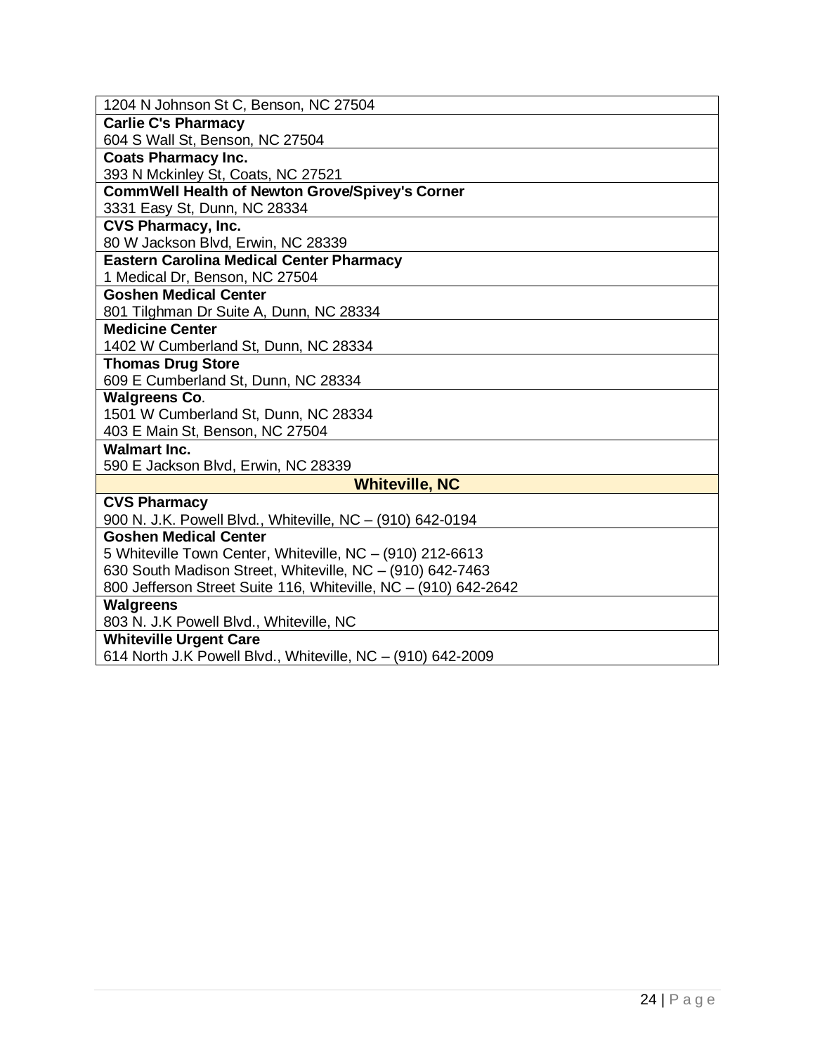| |
|---|
| 1204 N Johnson St C, Benson, NC 27504 |
| **Carlie C's Pharmacy**<br>604 S Wall St, Benson, NC 27504 |
| **Coats Pharmacy Inc.**<br>393 N Mckinley St, Coats, NC 27521 |
| **CommWell Health of Newton Grove/Spivey's Corner**<br>3331 Easy St, Dunn, NC 28334 |
| **CVS Pharmacy, Inc.**<br>80 W Jackson Blvd, Erwin, NC 28339 |
| **Eastern Carolina Medical Center Pharmacy**<br>1 Medical Dr, Benson, NC 27504 |
| **Goshen Medical Center**<br>801 Tilghman Dr Suite A, Dunn, NC 28334 |
| **Medicine Center**<br>1402 W Cumberland St, Dunn, NC 28334 |
| **Thomas Drug Store**<br>609 E Cumberland St, Dunn, NC 28334 |
| **Walgreens Co**.<br>1501 W Cumberland St, Dunn, NC 28334<br>403 E Main St, Benson, NC 27504 |
| **Walmart Inc.**<br>590 E Jackson Blvd, Erwin, NC 28339 |
| **Whiteville, NC** |
| **CVS Pharmacy**<br>900 N. J.K. Powell Blvd., Whiteville, NC – (910) 642-0194 |
| **Goshen Medical Center**<br>5 Whiteville Town Center, Whiteville, NC – (910) 212-6613<br>630 South Madison Street, Whiteville, NC – (910) 642-7463<br>800 Jefferson Street Suite 116, Whiteville, NC – (910) 642-2642 |
| **Walgreens**<br>803 N. J.K Powell Blvd., Whiteville, NC |
| **Whiteville Urgent Care**<br>614 North J.K Powell Blvd., Whiteville, NC – (910) 642-2009 |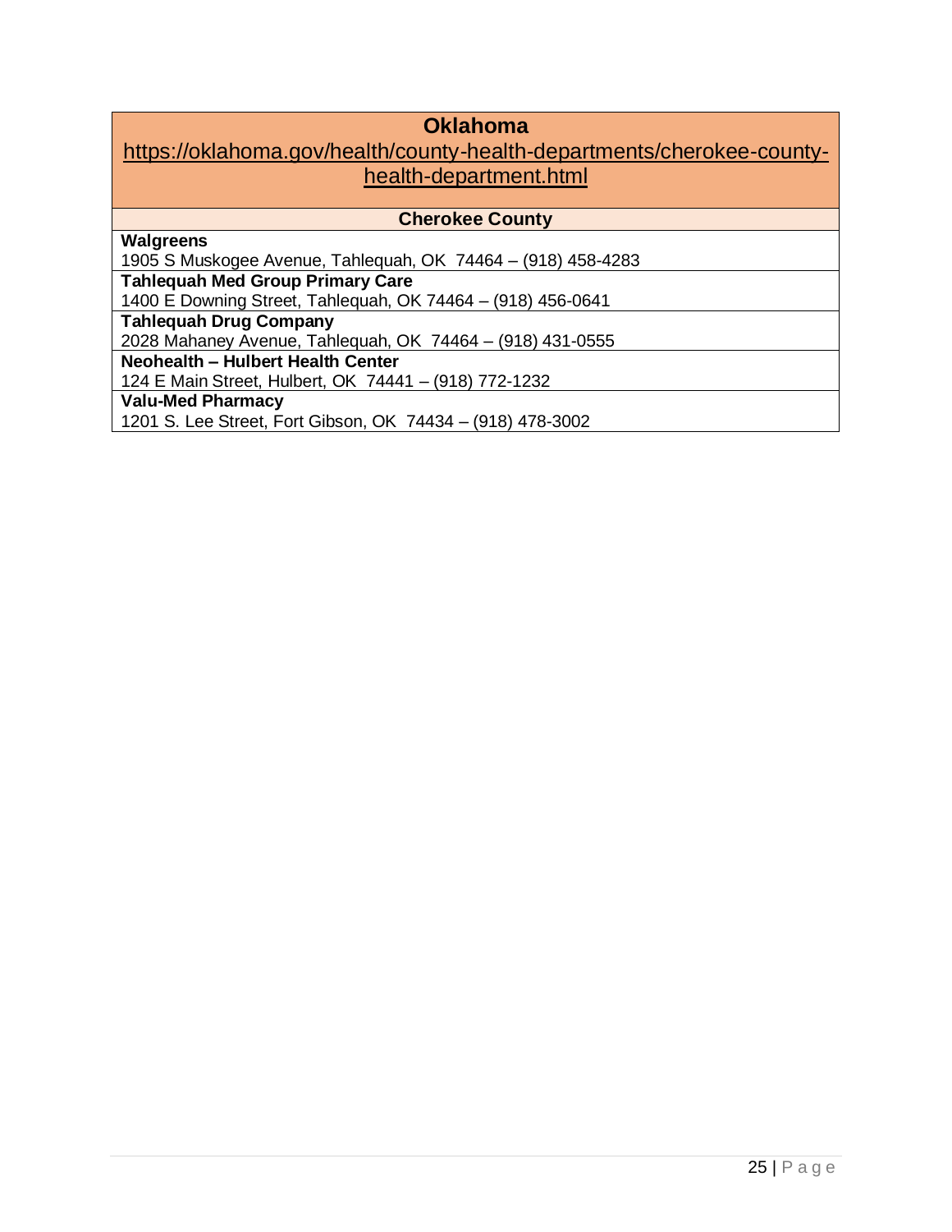| **Oklahoma**<br>https://oklahoma.gov/health/county-health-departments/cherokee-county-health-department.html |
|---|
| **Cherokee County** |
| **Walgreens**<br>1905 S Muskogee Avenue, Tahlequah, OK  74464 – (918) 458-4283 |
| **Tahlequah Med Group Primary Care**<br>1400 E Downing Street, Tahlequah, OK 74464 – (918) 456-0641 |
| **Tahlequah Drug Company**<br>2028 Mahaney Avenue, Tahlequah, OK  74464 – (918) 431-0555 |
| **Neohealth – Hulbert Health Center**<br>124 E Main Street, Hulbert, OK  74441 – (918) 772-1232 |
| **Valu-Med Pharmacy**<br>1201 S. Lee Street, Fort Gibson, OK  74434 – (918) 478-3002 |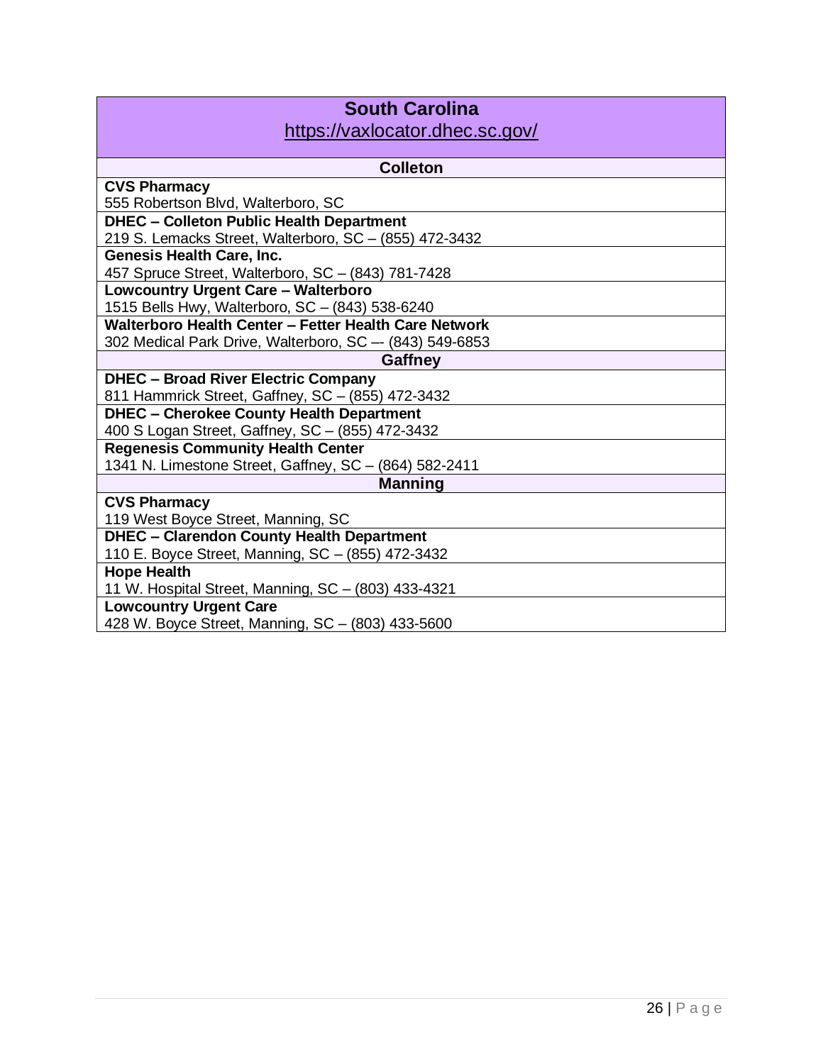| South Carolina<br>https://vaxlocator.dhec.sc.gov/ |
|---|
| **Colleton** |
| **CVS Pharmacy**<br>555 Robertson Blvd, Walterboro, SC |
| **DHEC – Colleton Public Health Department**<br>219 S. Lemacks Street, Walterboro, SC – (855) 472-3432 |
| **Genesis Health Care, Inc.**<br>457 Spruce Street, Walterboro, SC – (843) 781-7428 |
| **Lowcountry Urgent Care – Walterboro**<br>1515 Bells Hwy, Walterboro, SC – (843) 538-6240 |
| **Walterboro Health Center – Fetter Health Care Network**<br>302 Medical Park Drive, Walterboro, SC –- (843) 549-6853 |
| **Gaffney** |
| **DHEC – Broad River Electric Company**<br>811 Hammrick Street, Gaffney, SC – (855) 472-3432 |
| **DHEC – Cherokee County Health Department**<br>400 S Logan Street, Gaffney, SC – (855) 472-3432 |
| **Regenesis Community Health Center**<br>1341 N. Limestone Street, Gaffney, SC – (864) 582-2411 |
| **Manning** |
| **CVS Pharmacy**<br>119 West Boyce Street, Manning, SC |
| **DHEC – Clarendon County Health Department**<br>110 E. Boyce Street, Manning, SC – (855) 472-3432 |
| **Hope Health**<br>11 W. Hospital Street, Manning, SC – (803) 433-4321 |
| **Lowcountry Urgent Care**<br>428 W. Boyce Street, Manning, SC – (803) 433-5600 |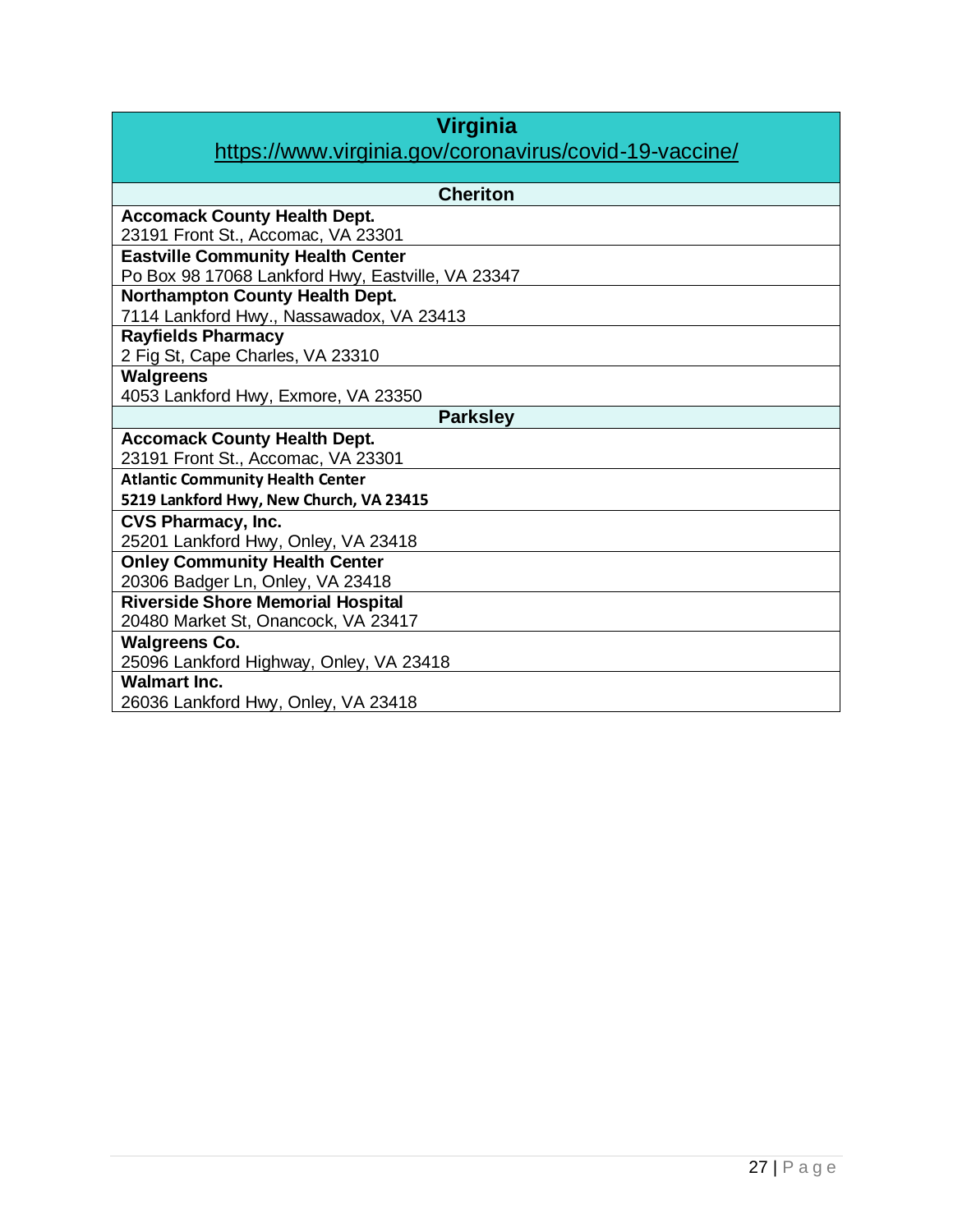| Virginia<br>https://www.virginia.gov/coronavirus/covid-19-vaccine/ |
|---|
| **Cheriton** |
| **Accomack County Health Dept.**<br>23191 Front St., Accomac, VA 23301 |
| **Eastville Community Health Center**<br>Po Box 98 17068 Lankford Hwy, Eastville, VA 23347 |
| **Northampton County Health Dept.**<br>7114 Lankford Hwy., Nassawadox, VA 23413 |
| **Rayfields Pharmacy**<br>2 Fig St, Cape Charles, VA 23310 |
| **Walgreens**<br>4053 Lankford Hwy, Exmore, VA 23350 |
| **Parksley** |
| **Accomack County Health Dept.**<br>23191 Front St., Accomac, VA 23301 |
| **Atlantic Community Health Center**<br>**5219 Lankford Hwy, New Church, VA 23415** |
| **CVS Pharmacy, Inc.**<br>25201 Lankford Hwy, Onley, VA 23418 |
| **Onley Community Health Center**<br>20306 Badger Ln, Onley, VA 23418 |
| **Riverside Shore Memorial Hospital**<br>20480 Market St, Onancock, VA 23417 |
| **Walgreens Co.**<br>25096 Lankford Highway, Onley, VA 23418 |
| **Walmart Inc.**<br>26036 Lankford Hwy, Onley, VA 23418 |